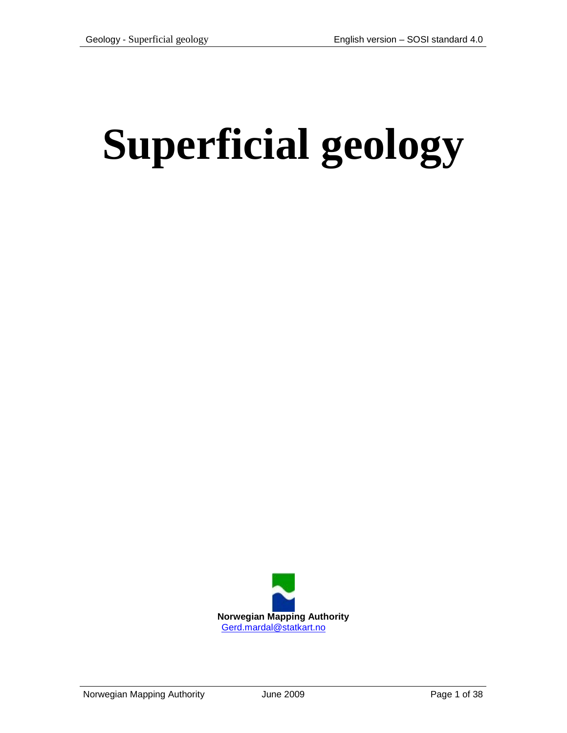# Superficial geology

**Norwegian Mapping Authority**
Gerd.mardal@statkart.no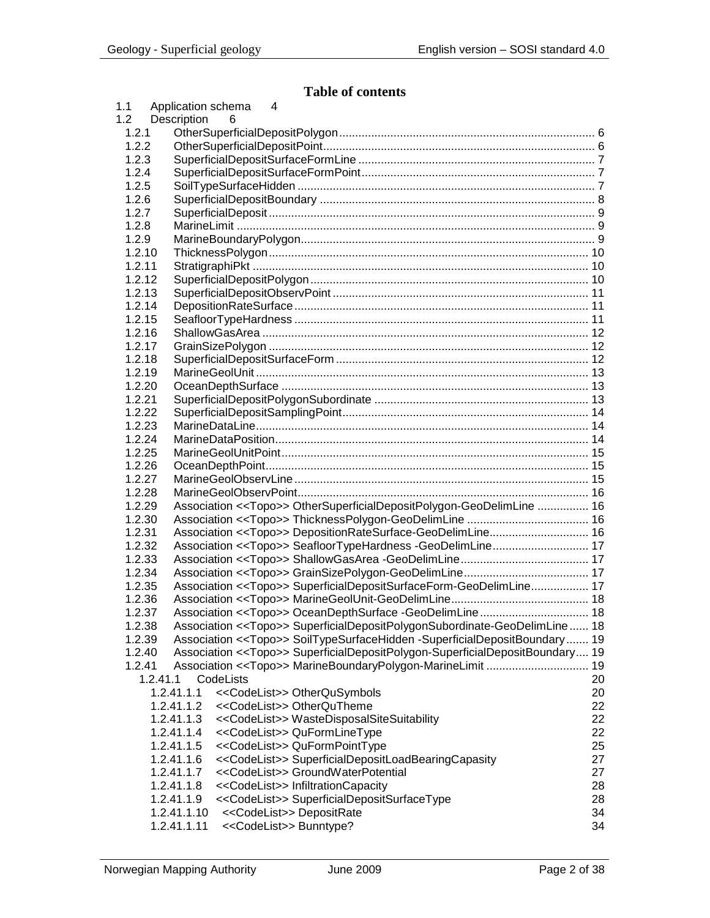# Table of contents

- 1.1 Application schema 4
- 1.2 Description 6
  - 1.2.1 OtherSuperficialDepositPolygon 6
  - 1.2.2 OtherSuperficialDepositPoint 6
  - 1.2.3 SuperficialDepositSurfaceFormLine 7
  - 1.2.4 SuperficialDepositSurfaceFormPoint 7
  - 1.2.5 SoilTypeSurfaceHidden 7
  - 1.2.6 SuperficialDepositBoundary 8
  - 1.2.7 SuperficialDeposit 9
  - 1.2.8 MarineLimit 9
  - 1.2.9 MarineBoundaryPolygon 9
  - 1.2.10 ThicknessPolygon 10
  - 1.2.11 StratigraphiPkt 10
  - 1.2.12 SuperficialDepositPolygon 10
  - 1.2.13 SuperficialDepositObservPoint 11
  - 1.2.14 DepositionRateSurface 11
  - 1.2.15 SeafloorTypeHardness 11
  - 1.2.16 ShallowGasArea 12
  - 1.2.17 GrainSizePolygon 12
  - 1.2.18 SuperficialDepositSurfaceForm 12
  - 1.2.19 MarineGeolUnit 13
  - 1.2.20 OceanDepthSurface 13
  - 1.2.21 SuperficialDepositPolygonSubordinate 13
  - 1.2.22 SuperficialDepositSamplingPoint 14
  - 1.2.23 MarineDataLine 14
  - 1.2.24 MarineDataPosition 14
  - 1.2.25 MarineGeolUnitPoint 15
  - 1.2.26 OceanDepthPoint 15
  - 1.2.27 MarineGeolObservLine 15
  - 1.2.28 MarineGeolObservPoint 16
  - 1.2.29 Association <<Topo>> OtherSuperficialDepositPolygon-GeoDelimLine 16
  - 1.2.30 Association <<Topo>> ThicknessPolygon-GeoDelimLine 16
  - 1.2.31 Association <<Topo>> DepositionRateSurface-GeoDelimLine 16
  - 1.2.32 Association <<Topo>> SeafloorTypeHardness -GeoDelimLine 17
  - 1.2.33 Association <<Topo>> ShallowGasArea -GeoDelimLine 17
  - 1.2.34 Association <<Topo>> GrainSizePolygon-GeoDelimLine 17
  - 1.2.35 Association <<Topo>> SuperficialDepositSurfaceForm-GeoDelimLine 17
  - 1.2.36 Association <<Topo>> MarineGeolUnit-GeoDelimLine 18
  - 1.2.37 Association <<Topo>> OceanDepthSurface -GeoDelimLine 18
  - 1.2.38 Association <<Topo>> SuperficialDepositPolygonSubordinate-GeoDelimLine 18
  - 1.2.39 Association <<Topo>> SoilTypeSurfaceHidden -SuperficialDepositBoundary 19
  - 1.2.40 Association <<Topo>> SuperficialDepositPolygon-SuperficialDepositBoundary 19
  - 1.2.41 Association <<Topo>> MarineBoundaryPolygon-MarineLimit 19
    - 1.2.41.1 CodeLists 20
      - 1.2.41.1.1 <<CodeList>> OtherQuSymbols 20
      - 1.2.41.1.2 <<CodeList>> OtherQuTheme 22
      - 1.2.41.1.3 <<CodeList>> WasteDisposalSiteSuitability 22
      - 1.2.41.1.4 <<CodeList>> QuFormLineType 22
      - 1.2.41.1.5 <<CodeList>> QuFormPointType 25
      - 1.2.41.1.6 <<CodeList>> SuperficialDepositLoadBearingCapasity 27
      - 1.2.41.1.7 <<CodeList>> GroundWaterPotential 27
      - 1.2.41.1.8 <<CodeList>> InfiltrationCapacity 28
      - 1.2.41.1.9 <<CodeList>> SuperficialDepositSurfaceType 28
      - 1.2.41.1.10 <<CodeList>> DepositRate 34
      - 1.2.41.1.11 <<CodeList>> Bunntype? 34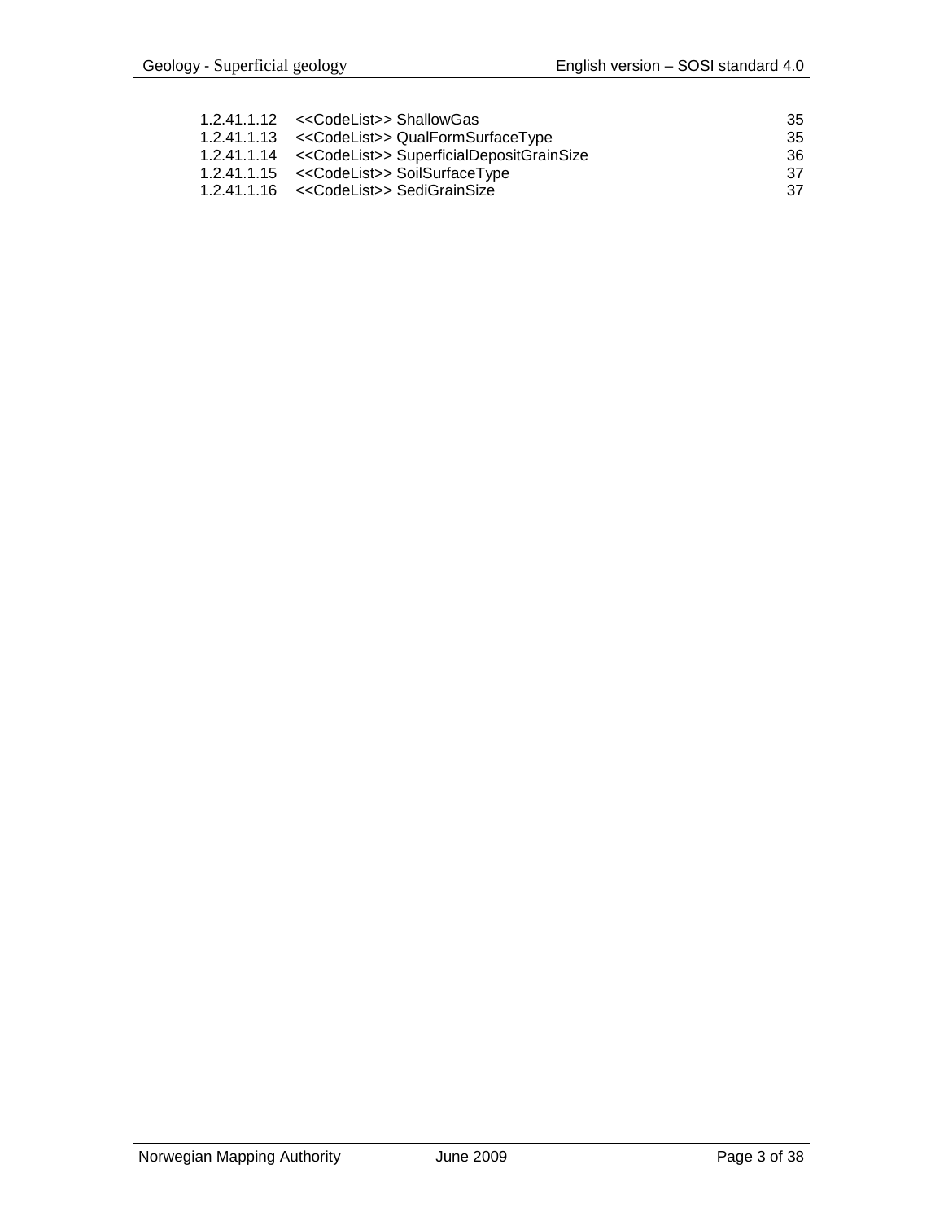1.2.41.1.12 <<CodeList>> ShallowGas 35
1.2.41.1.13 <<CodeList>> QualFormSurfaceType 35
1.2.41.1.14 <<CodeList>> SuperficialDepositGrainSize 36
1.2.41.1.15 <<CodeList>> SoilSurfaceType 37
1.2.41.1.16 <<CodeList>> SediGrainSize 37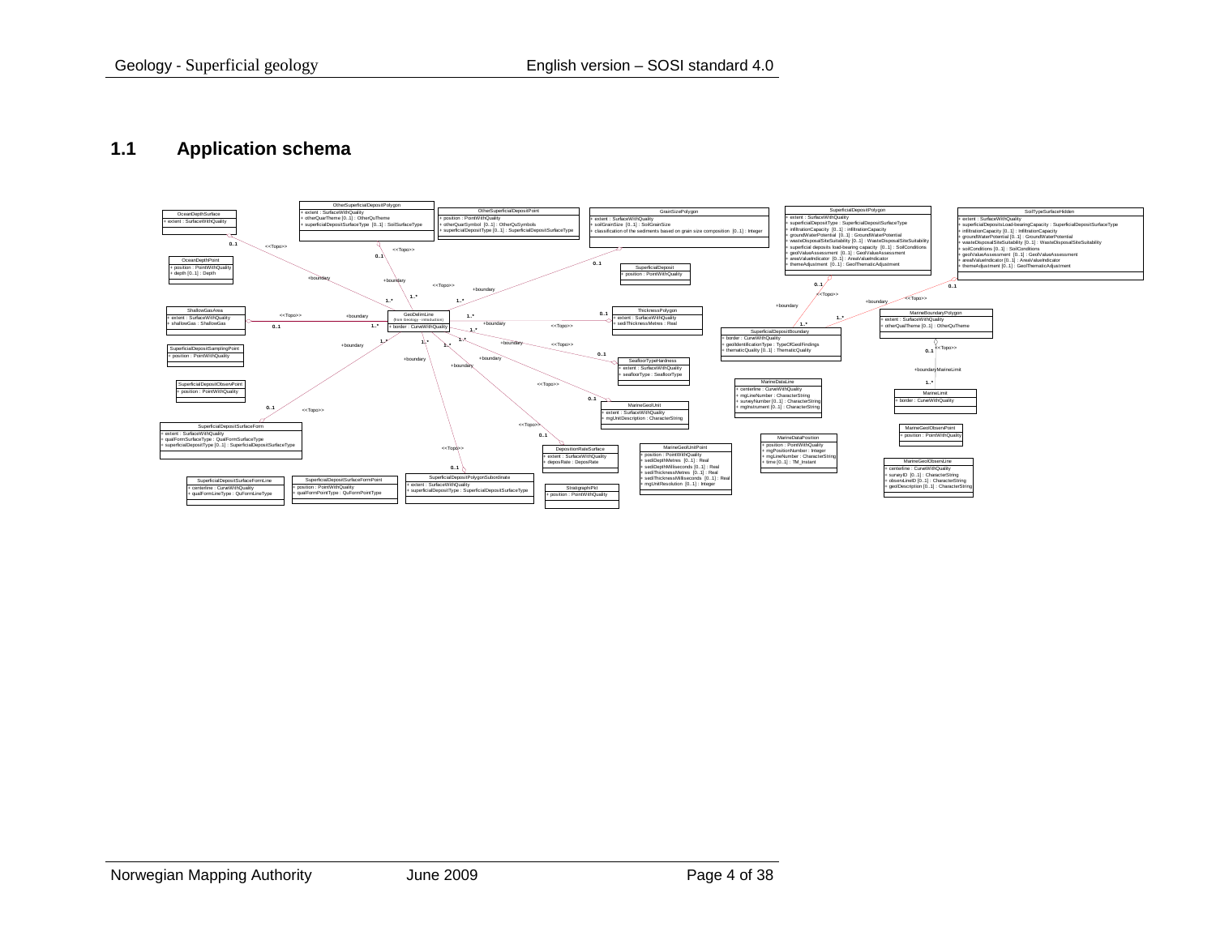## 1.1 Application schema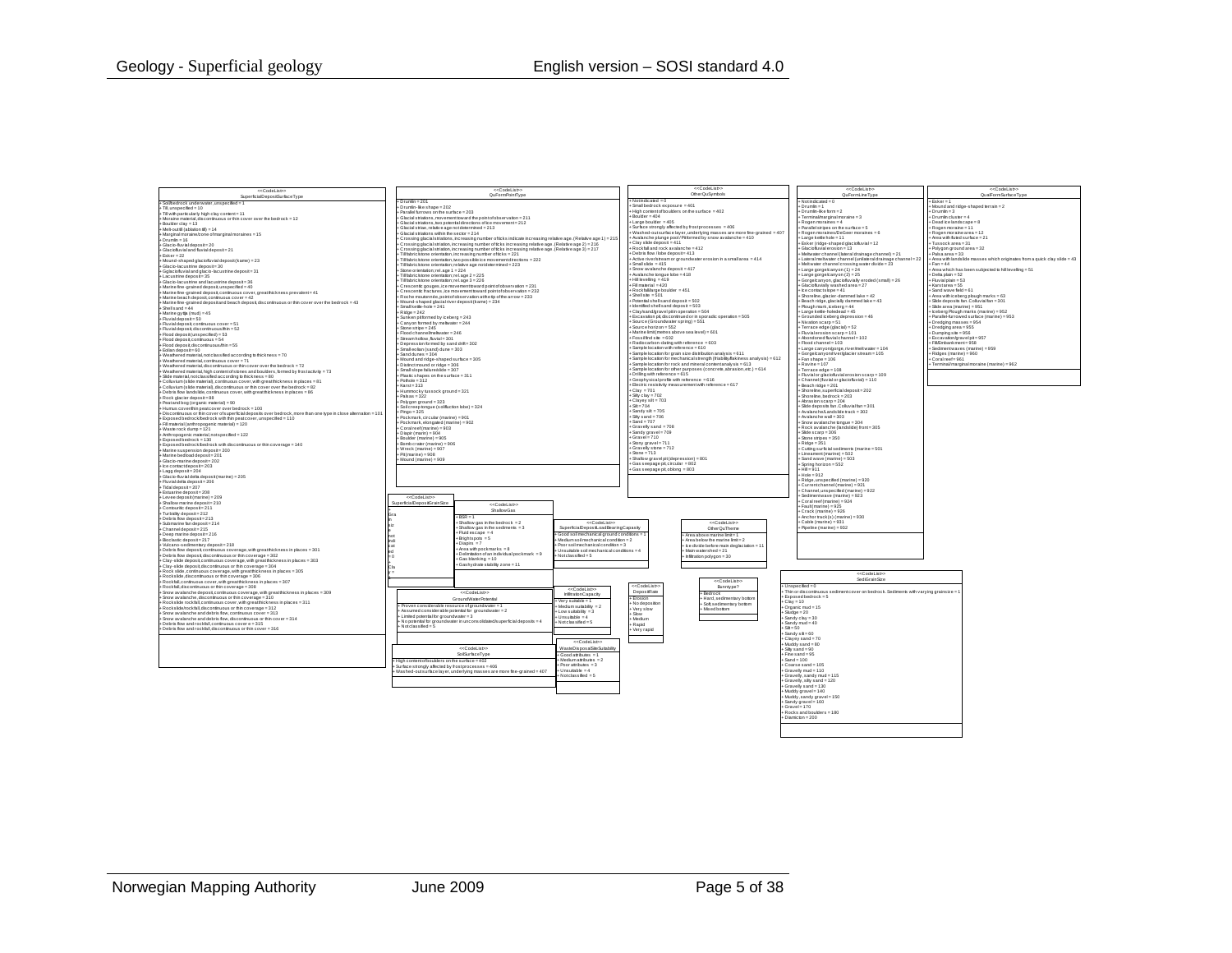**<<CodeList>> SuperficialDepositSurfaceType**

- + Soil/bedrock underwater, unspecified = 1
- + Till, unspecified = 10
- + Till with particularly high clay content = 11
- + Moraine material, discontinuous or thin cover over the bedrock = 12
- + Boulder clay = 13
- + Melt-out till (ablation till) = 14
- + Marginal moraine/zone of marginal moraines = 15
- + Drumlin = 16
- + Glacio-fluvial deposit = 20
- + Glaciofluvial and fluvial deposit = 21
- + Esker = 22
- + Mound-shaped glaciofluvial deposit (kame) = 23
- + Glacio-lacustrine deposit = 30
- + Gglaciofluvial and glacio-lacustrine deposit = 31
- + Lacustrine deposit = 35
- + Glacio-lacustrine and lacustrine deposit = 36
- + Marine fine-grained deposit, unspecified = 40
- + Marine fine-grained deposit, continuous cover, great thickness prevalent = 41
- + Marine beach deposit, continuous cover = 42
- + Marine fine-grained deposit and beach deposit, discontinuous or thin cover over the bedrock = 43
- + Shell sand = 44
- + Marine gyttja (mud) = 45
- + Fluvial deposit = 50
- + Fluvial deposit, continuous cover = 51
- + Fluvial deposit, discontinuous/thin = 52
- + Flood deposit (unspecified) = 53
- + Flood deposit, continuous = 54
- + Flood deposit, discontinuous/thin = 55
- + Eolian deposit = 60
- + Weathered material, not classified according to thickness = 70
- + Weathered material, continuous cover = 71
- + Weathered material, discontinuous or thin cover over the bedrock = 72
- + Weathered material, high content of stones and boulders, formed by frost activity = 73
- + Slide material, not classified according to thickness = 80
- + Colluvium (slide material), continuous cover, with great thickness in places = 81
- + Colluvium (slide material), discontinuous or thin cover over the bedrock = 82
- + Debris flow landslide, continuous cover, with great thickness in places = 86
- + Rock glacier deposit = 88
- + Peat and bog (organic material) = 90
- + Humus cover/thin peat cover over bedrock = 100
- + Discontinuous or thin cover of superficial deposits over bedrock, more than one type in close alternation = 101
- + Exposed bedrock/bedrock with thin peat cover, unspecified = 110
- + Fill material (anthropogenic material) = 120
- + Waste rock dump = 121
- + Anthropogenic material, not specified = 122
- + Exposed bedrock = 130
- + Exposed bedrock/bedrock with discontinuous or thin coverage = 140
- + Marine suspension deposit = 200
- + Marine bedload deposit = 201
- + Glacio-marine deposit = 202
- + Ice contact deposit = 203
- + Lagg deposit = 204
- + Glacio-fluvial delta deposit (marine) = 205
- + Fluvial delta deposit = 206
- + Tidal deposit = 207
- + Estuarine deposit = 208
- + Levee deposit (marine) = 209
- + Shallow marine deposit = 210
- + Contourite deposit = 211
- + Turbidity deposit = 212
- + Debris flow deposit = 213
- + Submarine fan deposit = 214
- + Channel deposit = 215
- + Deep marine deposit = 216
- + Bioclastic deposit = 217
- + Vulcano-sedimentary deposit = 218
- + Debris flow deposit, continuous coverage, with great thickness in places = 301
- + Debris flow deposit, discontinuous or thin coverage = 302
- + Clay-slide deposit, continuous coverage, with great thickness in places = 303
- + Clay-slide deposit, discontinuous or thin coverage = 304
- + Rock slide, continuous coverage, with great thickness in places = 305
- + Rock slide, discontinuous or thin coverage = 306
- + Rockfall, continuous cover, with great thickness in places = 307
- + Rockfall, discontinuous or thin coverage = 308
- + Snow avalanche deposit, continuous coverage, with great thickness in places = 309
- + Snow avalanche, discontinuous or thin coverage = 310
- + Rockslide rockfall, continuous cover, with great thickness in places = 311
- + Rockslide/rockfall, discontinuous or thin coverage = 312
- + Snow avalanche and debris flow, continuous cover = 313
- + Snow avalanche and debris flow, discontinuous or thin cover = 314
- + Debris flow and rockfall, continuous cover = 315
- + Debris flow and rockfall, discontinuous or thin cover = 316

**<<CodeList>> QuFormPointType**

- + Drumlin = 201
- + Drumlin-like shape = 202
- + Parallel furrows on the surface = 203
- + Glacial striations, movement toward the point of observation = 211
- + Glacial striations, two potential directions of ice movement = 212
- + Glacial striae, relative age not determined = 213
- + Glacial striations within the sector = 214
- + Crossing glacial striations, increasing number of ticks indicate increasing relative age. (Relative age 1) = 215
- + Crossing glacial striations, increasing number of ticks increasing relative age. (Relative age 2) = 216
- + Crossing glacial striations, increasing number of ticks increasing relative age. (Relative age 3) = 217
- + Till fabric/stone orientation, increasing number of ticks = 221
- + Till fabric/stone orientation, two possible ice movement directions = 222
- + Till fabric/stone orientation; relative age not determined = 223
- + Stone orientation; rel. age 1 = 224
- + Till fabric/stone orientation; rel age 2 = 225
- + Till fabric/stone orientation; rel age 3 = 226
- + Crescentic gouges, ice movement toward point of observation = 231
- + Crescentic fractures, ice movement toward point of observation = 232
- + Roche moutonnée, point of observation at the tip of the arrow = 233
- + Mound-shaped glacial river deposit (kame) = 234
- + Small kettle-hole = 241
- + Ridge = 242
- + Sunken pit formed by iceberg = 243
- + Canyon formed by meltwater = 244
- + Stone stripe = 245
- + Flood channel/meltwater = 246
- + Stream hollow, fluvial = 301
- + Depression formed by sand drift = 302
- + Small eolian (sand) dune = 303
- + Sand dunes = 304
- + Mound and ridge-shaped surface = 305
- + Distinct mound or ridge = 306
- + Small slope failure/slide = 307
- + Plastic shapes on the surface = 311
- + Pothole = 312
- + Karst = 313
- + Hummocky tussock ground = 321
- + Palsas = 322
- + Polygon ground = 323
- + Soil creep tongue (solifluction lobe) = 324
- + Pingo = 325
- + Pockmark, circular (marine) = 901
- + Pockmark, elongated (marine) = 902
- + Coral reef (marine) = 903
- + Diapir (marin) = 904
- + Boulder (marine) = 905
- + Bomb crater (marine) = 906
- + Wreck (marine) = 907
- + Pit (marine) = 908
- + Mound (marine) = 909

**<<CodeList>> OtherQuSymbols**

- + Not indicated = 0
- + Small bedrock exposure = 401
- + High content of boulders on the surface = 402
- + Boulder = 404
- + Large boulder = 405
- + Surface strongly affected by frost processes = 406
- + Washed-out surface layer, underlying masses are more fine-grained = 407
- + Avalanche plunge pool / Pit formed by snow avalanche = 410
- + Clay slide deposit = 411
- + Rockfall and rock avalanche = 412
- + Debris flow / lobe deposit = 413
- + Active river/stream or groundwater erosion in a small area = 414
- + Small slide = 415
- + Snow avalanche deposit = 417
- + Avalanche tongue lobe = 418
- + Hill levelling = 419
- + Fill material = 420
- + Rockfall/large boulder = 451
- + Shell site = 501
- + Potential shell sand deposit = 502
- + Identified shell sand deposit = 503
- + Clay/sand/gravel pit in operation = 504
- + Excavation pit, discontinued or in sporadic operation = 505
- + Source (Groundwater spring) = 551
- + Source horizon = 552
- + Marine limit (metres above sea level) = 601
- + Fossil find site = 602
- + Radiocarbon-dating with reference = 603
- + Sample location with reference = 610
- + Sample location for grain size distribution analysis = 611
- + Sample location for mechanical strength (friability/flakiness analysis) = 612
- + Sample location for rock and mineral content analysis = 613
- + Sample location for other purposes (concrete, abrasion, etc.) = 614
- + Drilling with reference = 615
- + Geophysical profile with reference = 616
- + Electric resistivity measurement with reference = 617
- + Clay = 701
- + Silty clay = 702
- + Clayey silt = 703
- + Silt = 704
- + Sandy silt = 705
- + Silty sand = 706
- + Sand = 707
- + Gravelly sand = 708
- + Sandy gravel = 709
- + Gravel = 710
- + Stony gravel = 711
- + Gravelly stone = 712
- + Stone = 713
- + Shallow gravel pit (depression) = 801
- + Gas seepage pit, circular = 802
- + Gas seepage pit, oblong = 803

**<<CodeList>> QuFormLineType**

- + Not indicated = 0
- + Drumlin = 1
- + Drumlin-like form = 2
- + Terminal/marginal moraine = 3
- + Rogen moraines = 4
- + Parallel stripes on the surface = 5
- + Rogen moraines/DeGeer moraines = 6
- + Large kettle hole = 11
- + Esker (ridge-shaped glaciofluvial) = 12
- + Glaciofluvial erosion = 13
- + Meltwater channel (lateral drainage channel) = 21
- + Lateral meltwater channel (unilateral drainage channel) = 22
- + Meltwater channel crossing water divide = 23
- + Large gorge/canyon (1) = 24
- + Large gorge/canyon (2) = 25
- + Gorge/canyon, glaciofluvially eroded (small) = 26
- + Glaciofluvially washed area = 27
- + Ice contact slope = 41
- + Shoreline, glacier-dammed lake = 42
- + Beach ridge, glacially dammed lake = 43
- + Plough mark, iceberg = 44
- + Large kettle-hole/dead = 45
- + Grounded iceberg depression = 46
- + Nivation scarp = 51
- + Terrace edge (glacial) = 52
- + Fluvial erosion scarp = 101
- + Abandoned fluvial channel = 102
- + Flood channel = 103
- + Large canyon/gorge, river/meltwater = 104
- + Gorge/canyon/river/glacier stream = 105
- + Fan shape = 106
- + Ravine = 107
- + Terrace edge = 108
- + Fluvial or glaciofluvial erosion scarp = 109
- + Channel (fluvial or glaciofluvial) = 110
- + Beach ridge = 201
- + Shoreline, superficial deposit = 202
- + Shoreline, bedrock = 203
- + Abrasion scarp = 204
- + Slide deposits fan. Colluvial fan = 301
- + Avalanche/Landslide track = 302
- + Avalanche wall = 303
- + Snow avalanche tongue = 304
- + Rock avalanche (landslide) front = 305
- + Slide scarp = 306
- + Stone stripes = 350
- + Ridge = 351
- + Cutting surficial sediments (marine) = 501
- + Lineament (marine) = 502
- + Sand wave (marine) = 503
- + Spring horizon = 552
- + Hill = 911
- + Hole = 912
- + Ridge, unspecified (marine) = 920
- + Current channel (marine) = 921
- + Channel, unspecified (marine) = 922
- + Sediment wave (marine) = 923
- + Coral reef (marine) = 924
- + Fault (marine) = 925
- + Crack (marine) = 926
- + Anchor track(s) (marine) = 930
- + Cable (marine) = 931
- + Pipeline (marine) = 932

**<<CodeList>> QualFormSurfaceType**

- + Esker = 1
- + Mound and ridge-shaped terrain = 2
- + Drumlin = 3
- + Drumlin cluster = 4
- + Dead ice landscape = 8
- + Rogen moraine = 11
- + Rogen moraine area = 12
- + Area with fluted surface = 21
- + Tussock area = 31
- + Polygon ground area = 32
- + Palsa area = 33
- + Area with landslide masses which originates from a quick clay slide = 43
- + Fan = 44
- + Area which has been subjected to hill levelling = 51
- + Delta plain = 52
- + Fluvial plain = 53
- + Karst area = 55
- + Sand wave field = 61
- + Area with iceberg plough marks = 63
- + Slide deposits fan. Colluvial fan = 301
- + Slide area (marine) = 951
- + Iceberg Plough marks (marine) = 952
- + Parallel-furrowed surface (marine) = 953
- + Dredging masses = 954
- + Dredging area = 955
- + Dumping site = 956
- + Excavation/gravel pit = 957
- + Fill/Embankment = 958
- + Sediment waves (marine) = 959
- + Ridges (marine) = 960
- + Coral reef = 961
- + Terminal/marginal moraine (marine) = 962

**<<CodeList>> SuperficialDepositGrainSize**

- + Grain size not indicated = 0
- + Clay = ...

**<<CodeList>> ShallowGas**

- + BSR = 1
- + Shallow gas in the bedrock = 2
- + Shallow gas in the sediments = 3
- + Fluid escape = 4
- + Bright spots = 5
- + Diapirs = 7
- + Area with pockmarks = 8
- + Delimitation of an individual pockmark = 9
- + Gas blanking = 10
- + Gas hydrate stability zone = 11

**<<CodeList>> SuperficialDepositLoadBearingCapacity**

- + Good soil mechanical ground conditions = 1
- + Medium soil mechanical condition = 2
- + Poor soil mechanical condition = 3
- + Unsuitable soil mechanical conditions = 4
- + Not classified = 5

**<<CodeList>> OtherQuTheme**

- + Area above marine limit = 1
- + Area below the marine limit = 2
- + Ice divide before main deglaciation = 11
- + Main watershed = 21
- + Infiltration polygon = 30

**<<CodeList>> GroundWaterPotential**

- + Proven considerable resource of groundwater = 1
- + Assumed considerable potential for groundwater = 2
- + Limited potential for groundwater = 3
- + No potential for groundwater in unconsolidated/superficial deposits = 4
- + Not classified = 5

**<<CodeList>> InfiltrationCapacity**

- + Very suitable = 1
- + Medium suitability = 2
- + Low suitability = 3
- + Unsuitable = 4
- + Not classified = 5

**<<CodeList>> DepositRate**

- + Erosion
- + No deposition
- + Very slow
- + Slow
- + Medium
- + Rapid
- + Very rapid

**<<CodeList>> Bunntype?**

- + Bedrock
- + Hard, sedimentary bottom
- + Soft, sedimentary bottom
- + Mixed bottom

**<<CodeList>> SediGrainSize**

- + Unspecified = 0
- + Thin or discontinuous sediment cover on bedrock. Sediments with varying grainsize = 1
- + Exposed bedrock = 5
- + Clay = 10
- + Organic mud = 15
- + Sludge = 20
- + Sandy clay = 30
- + Sandy mud = 40
- + Silt = 50
- + Sandy silt = 60
- + Clayey sand = 70
- + Muddy sand = 80
- + Silty sand = 90
- + Fine sand = 95
- + Sand = 100
- + Coarse sand = 105
- + Gravelly mud = 110
- + Gravelly, sandy mud = 115
- + Gravelly, silty sand = 120
- + Gravelly sand = 130
- + Muddy gravel = 140
- + Muddy, sandy gravel = 150
- + Sandy gravel = 160
- + Gravel = 170
- + Rocks and boulders = 180
- + Diamicton = 200

**<<CodeList>> SoilSurfaceType**

- + High content of boulders on the surface = 402
- + Surface strongly affected by frost processes = 406
- + Washed-out surface layer, underlying masses are more fine-grained = 407

**<<CodeList>> WasteDisposalSiteSuitability**

- + Good attributes = 1
- + Medium attributes = 2
- + Poor attributes = 3
- + Unsuitable = 4
- + Not classified = 5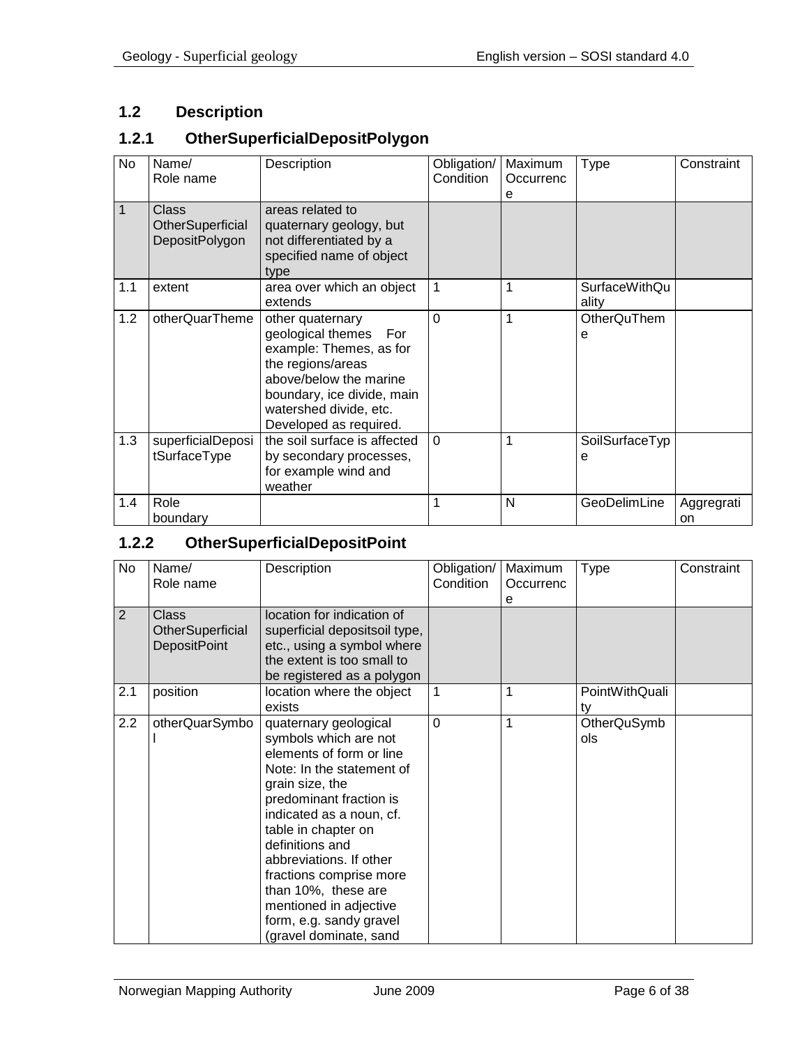## 1.2 Description

### 1.2.1 OtherSuperficialDepositPolygon

| No | Name/ Role name | Description | Obligation/ Condition | Maximum Occurrence | Type | Constraint |
|---|---|---|---|---|---|---|
| 1 | Class OtherSuperficialDepositPolygon | areas related to quaternary geology, but not differentiated by a specified name of object type | | | | |
| 1.1 | extent | area over which an object extends | 1 | 1 | SurfaceWithQuality | |
| 1.2 | otherQuarTheme | other quaternary geological themes For example: Themes, as for the regions/areas above/below the marine boundary, ice divide, main watershed divide, etc. Developed as required. | 0 | 1 | OtherQuTheme | |
| 1.3 | superficialDepositSurfaceType | the soil surface is affected by secondary processes, for example wind and weather | 0 | 1 | SoilSurfaceType | |
| 1.4 | Role boundary | | 1 | N | GeoDelimLine | Aggregration |

### 1.2.2 OtherSuperficialDepositPoint

| No | Name/ Role name | Description | Obligation/ Condition | Maximum Occurrence | Type | Constraint |
|---|---|---|---|---|---|---|
| 2 | Class OtherSuperficialDepositPoint | location for indication of superficial depositsoil type, etc., using a symbol where the extent is too small to be registered as a polygon | | | | |
| 2.1 | position | location where the object exists | 1 | 1 | PointWithQuality | |
| 2.2 | otherQuarSymbol | quaternary geological symbols which are not elements of form or line Note: In the statement of grain size, the predominant fraction is indicated as a noun, cf. table in chapter on definitions and abbreviations. If other fractions comprise more than 10%, these are mentioned in adjective form, e.g. sandy gravel (gravel dominate, sand | 0 | 1 | OtherQuSymbols | |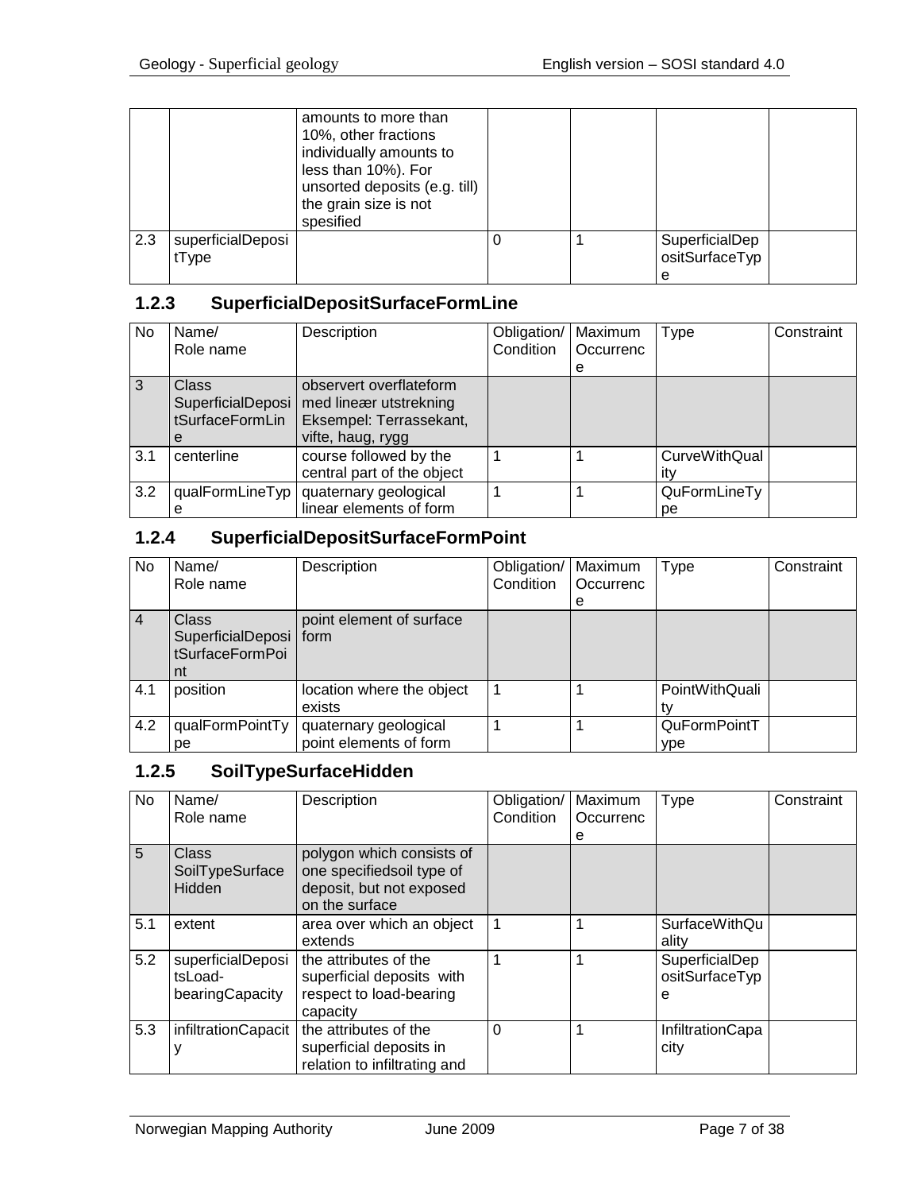| No | Name/<br>Role name | Description | Obligation/<br>Condition | Maximum<br>Occurrence | Type | Constraint |
|---|---|---|---|---|---|---|
| | | amounts to more than 10%, other fractions individually amounts to less than 10%). For unsorted deposits (e.g. till) the grain size is not spesified | | | | |
| 2.3 | superficialDepositType | | 0 | 1 | SuperficialDepositSurfaceType | |

### 1.2.3 SuperficialDepositSurfaceFormLine

| No | Name/<br>Role name | Description | Obligation/<br>Condition | Maximum<br>Occurrence | Type | Constraint |
|---|---|---|---|---|---|---|
| 3 | Class SuperficialDepositSurfaceFormLine | observert overflateform med lineær utstrekning Eksempel: Terrassekant, vifte, haug, rygg | | | | |
| 3.1 | centerline | course followed by the central part of the object | 1 | 1 | CurveWithQuality | |
| 3.2 | qualFormLineType | quaternary geological linear elements of form | 1 | 1 | QuFormLineType | |

### 1.2.4 SuperficialDepositSurfaceFormPoint

| No | Name/<br>Role name | Description | Obligation/<br>Condition | Maximum<br>Occurrence | Type | Constraint |
|---|---|---|---|---|---|---|
| 4 | Class SuperficialDepositSurfaceFormPoint | point element of surface form | | | | |
| 4.1 | position | location where the object exists | 1 | 1 | PointWithQuality | |
| 4.2 | qualFormPointType | quaternary geological point elements of form | 1 | 1 | QuFormPointType | |

### 1.2.5 SoilTypeSurfaceHidden

| No | Name/<br>Role name | Description | Obligation/<br>Condition | Maximum<br>Occurrence | Type | Constraint |
|---|---|---|---|---|---|---|
| 5 | Class SoilTypeSurfaceHidden | polygon which consists of one specifiedsoil type of deposit, but not exposed on the surface | | | | |
| 5.1 | extent | area over which an object extends | 1 | 1 | SurfaceWithQuality | |
| 5.2 | superficialDepositsLoad-bearingCapacity | the attributes of the superficial deposits with respect to load-bearing capacity | 1 | 1 | SuperficialDepositSurfaceType | |
| 5.3 | infiltrationCapacity | the attributes of the superficial deposits in relation to infiltrating and | 0 | 1 | InfiltrationCapacity | |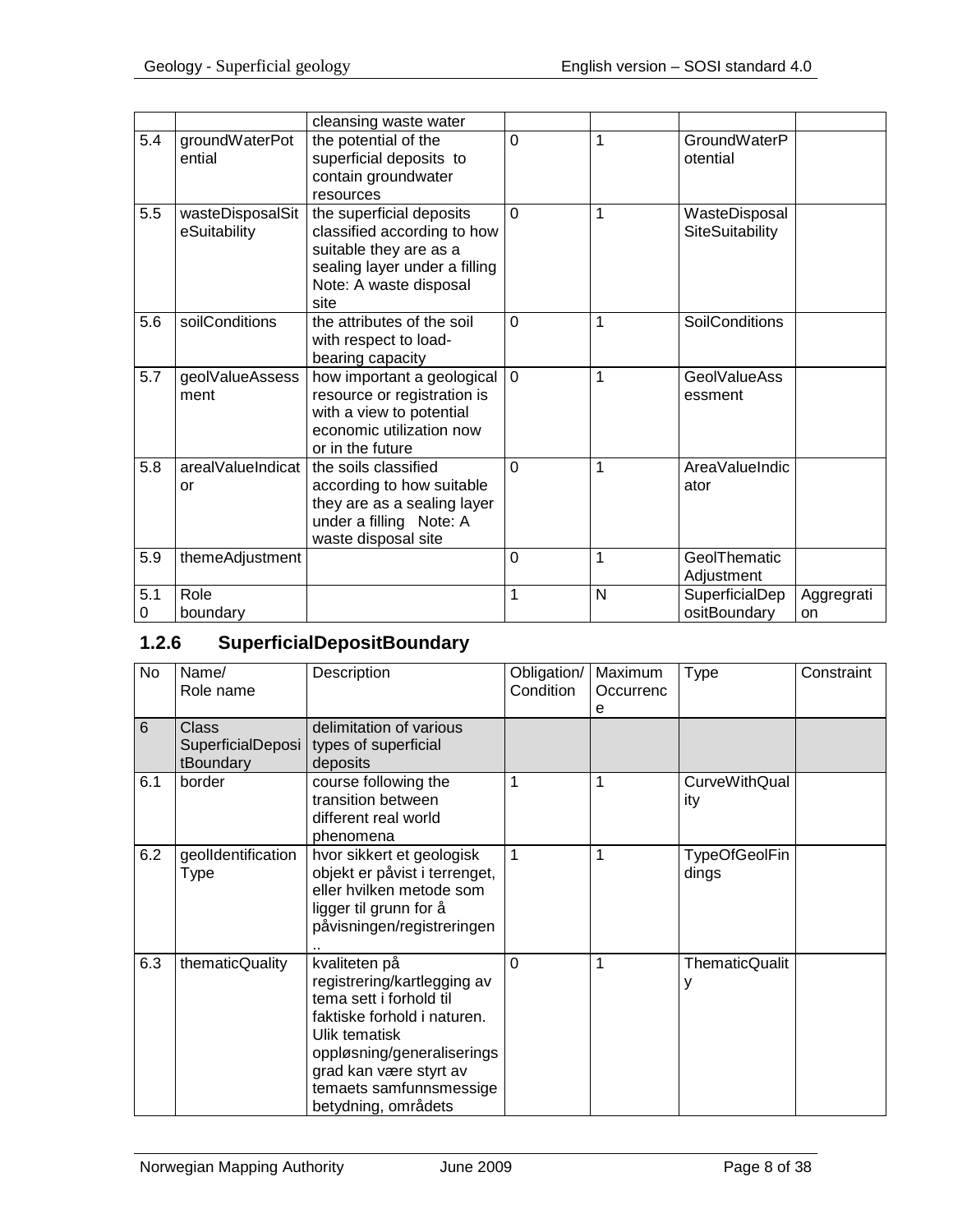| | | cleansing waste water | | | | |
|---|---|---|---|---|---|---|
| 5.4 | groundWaterPotential | the potential of the superficial deposits to contain groundwater resources | 0 | 1 | GroundWaterPotential | |
| 5.5 | wasteDisposalSiteSuitability | the superficial deposits classified according to how suitable they are as a sealing layer under a filling Note: A waste disposal site | 0 | 1 | WasteDisposalSiteSuitability | |
| 5.6 | soilConditions | the attributes of the soil with respect to load-bearing capacity | 0 | 1 | SoilConditions | |
| 5.7 | geolValueAssessment | how important a geological resource or registration is with a view to potential economic utilization now or in the future | 0 | 1 | GeolValueAssessment | |
| 5.8 | arealValueIndicator | the soils classified according to how suitable they are as a sealing layer under a filling Note: A waste disposal site | 0 | 1 | AreaValueIndicator | |
| 5.9 | themeAdjustment | | 0 | 1 | GeolThematicAdjustment | |
| 5.10 | Role boundary | | 1 | N | SuperficialDepositBoundary | Aggregration |

### 1.2.6 SuperficialDepositBoundary

| No | Name/ Role name | Description | Obligation/ Condition | Maximum Occurrence | Type | Constraint |
|---|---|---|---|---|---|---|
| 6 | Class SuperficialDepositBoundary | delimitation of various types of superficial deposits | | | | |
| 6.1 | border | course following the transition between different real world phenomena | 1 | 1 | CurveWithQuality | |
| 6.2 | geolIdentificationType | hvor sikkert et geologisk objekt er påvist i terrenget, eller hvilken metode som ligger til grunn for å påvisningen/registreringen .. | 1 | 1 | TypeOfGeolFindings | |
| 6.3 | thematicQuality | kvaliteten på registrering/kartlegging av tema sett i forhold til faktiske forhold i naturen. Ulik tematisk oppløsning/generaliseringsgrad kan være styrt av temaets samfunnsmessige betydning, områdets | 0 | 1 | ThematicQuality | |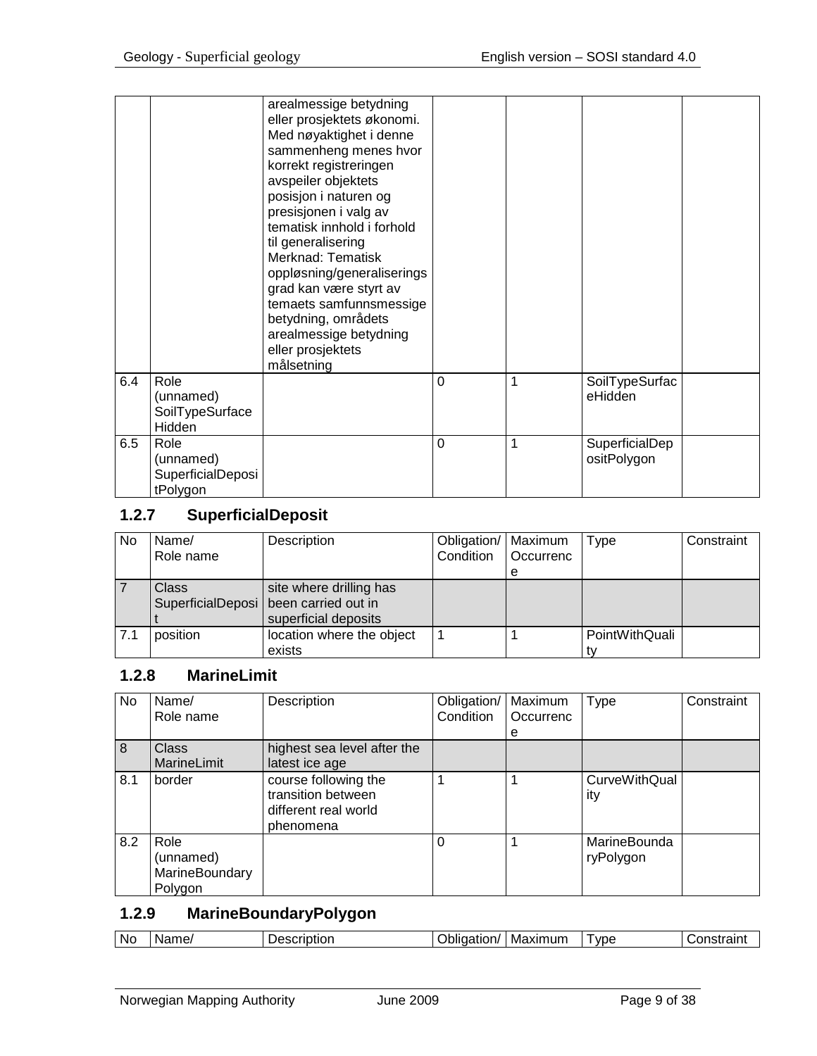| | | arealmessige betydning eller prosjektets økonomi. Med nøyaktighet i denne sammenheng menes hvor korrekt registreringen avspeiler objektets posisjon i naturen og presisjonen i valg av tematisk innhold i forhold til generalisering Merknad: Tematisk oppløsning/generaliseringsgrad kan være styrt av temaets samfunnsmessige betydning, områdets arealmessige betydning eller prosjektets målsetning | | | | |
|---|---|---|---|---|---|---|
| 6.4 | Role (unnamed) SoilTypeSurfaceHidden | | 0 | 1 | SoilTypeSurfaceHidden | |
| 6.5 | Role (unnamed) SuperficialDepositPolygon | | 0 | 1 | SuperficialDepositPolygon | |

### 1.2.7 SuperficialDeposit

| No | Name/ Role name | Description | Obligation/ Condition | Maximum Occurrence | Type | Constraint |
|---|---|---|---|---|---|---|
| 7 | Class SuperficialDeposit | site where drilling has been carried out in superficial deposits | | | | |
| 7.1 | position | location where the object exists | 1 | 1 | PointWithQuality | |

### 1.2.8 MarineLimit

| No | Name/ Role name | Description | Obligation/ Condition | Maximum Occurrence | Type | Constraint |
|---|---|---|---|---|---|---|
| 8 | Class MarineLimit | highest sea level after the latest ice age | | | | |
| 8.1 | border | course following the transition between different real world phenomena | 1 | 1 | CurveWithQuality | |
| 8.2 | Role (unnamed) MarineBoundaryPolygon | | 0 | 1 | MarineBoundaryPolygon | |

### 1.2.9 MarineBoundaryPolygon

| No | Name/ | Description | Obligation/ | Maximum | Type | Constraint |
|---|---|---|---|---|---|---|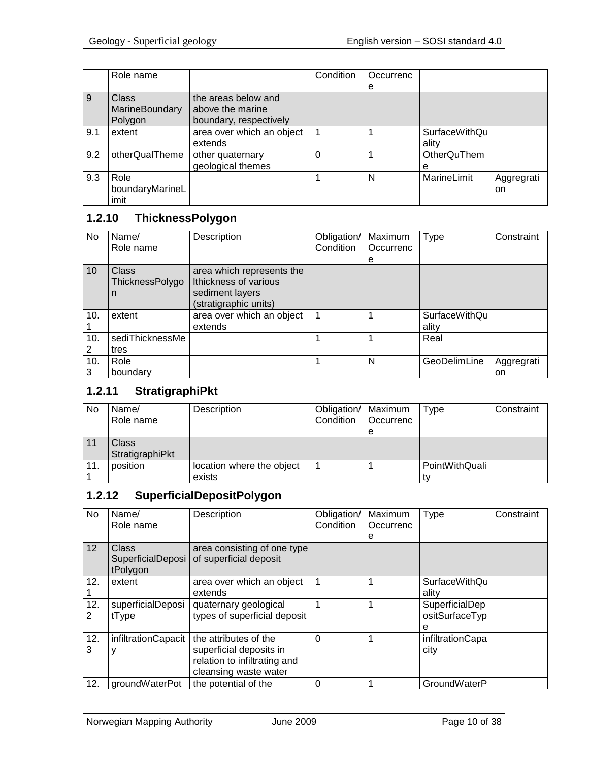| | Role name | | Condition | Occurrence | | |
|---|---|---|---|---|---|---|
| 9 | Class MarineBoundary Polygon | the areas below and above the marine boundary, respectively | | | | |
| 9.1 | extent | area over which an object extends | 1 | 1 | SurfaceWithQuality | |
| 9.2 | otherQualTheme | other quaternary geological themes | 0 | 1 | OtherQuTheme | |
| 9.3 | Role boundaryMarineLimit | | 1 | N | MarineLimit | Aggregation |

### 1.2.10 ThicknessPolygon

| No | Name/ Role name | Description | Obligation/ Condition | Maximum Occurrence | Type | Constraint |
|---|---|---|---|---|---|---|
| 10 | Class ThicknessPolygon | area which represents the lthickness of various sediment layers (stratigraphic units) | | | | |
| 10.1 | extent | area over which an object extends | 1 | 1 | SurfaceWithQuality | |
| 10.2 | sediThicknessMetres | | 1 | 1 | Real | |
| 10.3 | Role boundary | | 1 | N | GeoDelimLine | Aggregation |

### 1.2.11 StratigraphiPkt

| No | Name/ Role name | Description | Obligation/ Condition | Maximum Occurrence | Type | Constraint |
|---|---|---|---|---|---|---|
| 11 | Class StratigraphiPkt | | | | | |
| 11.1 | position | location where the object exists | 1 | 1 | PointWithQuality | |

### 1.2.12 SuperficialDepositPolygon

| No | Name/ Role name | Description | Obligation/ Condition | Maximum Occurrence | Type | Constraint |
|---|---|---|---|---|---|---|
| 12 | Class SuperficialDepositPolygon | area consisting of one type of superficial deposit | | | | |
| 12.1 | extent | area over which an object extends | 1 | 1 | SurfaceWithQuality | |
| 12.2 | superficialDepositType | quaternary geological types of superficial deposit | 1 | 1 | SuperficialDepositSurfaceType | |
| 12.3 | infiltrationCapacity | the attributes of the superficial deposits in relation to infiltrating and cleansing waste water | 0 | 1 | infiltrationCapacity | |
| 12. | groundWaterPot | the potential of the | 0 | 1 | GroundWaterP | |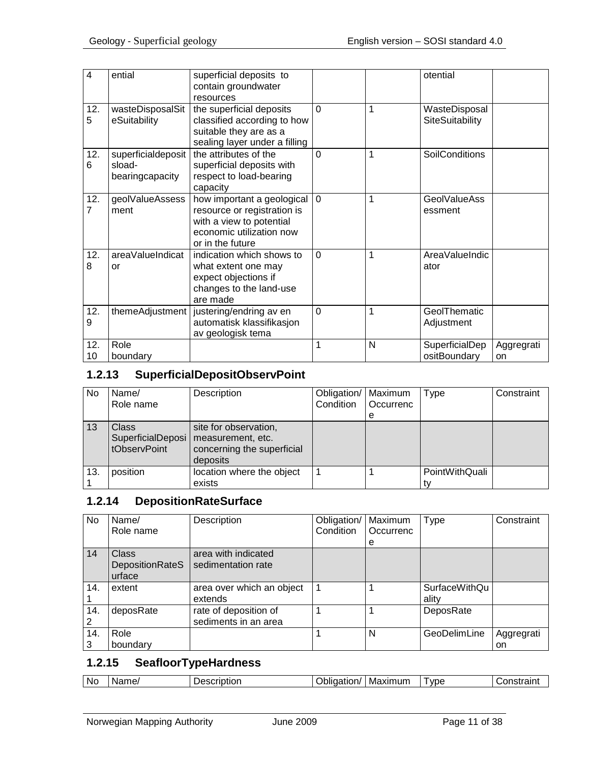| 4 | ential | superficial deposits to contain groundwater resources | | | otential | |
|---|---|---|---|---|---|---|
| 12.5 | wasteDisposalSiteSuitability | the superficial deposits classified according to how suitable they are as a sealing layer under a filling | 0 | 1 | WasteDisposalSiteSuitability | |
| 12.6 | superficialdepositsload-bearingcapacity | the attributes of the superficial deposits with respect to load-bearing capacity | 0 | 1 | SoilConditions | |
| 12.7 | geolValueAssessment | how important a geological resource or registration is with a view to potential economic utilization now or in the future | 0 | 1 | GeolValueAssessment | |
| 12.8 | areaValueIndicator | indication which shows to what extent one may expect objections if changes to the land-use are made | 0 | 1 | AreaValueIndicator | |
| 12.9 | themeAdjustment | justering/endring av en automatisk klassifikasjon av geologisk tema | 0 | 1 | GeolThematicAdjustment | |
| 12.10 | Role boundary | | 1 | N | SuperficialDepositBoundary | Aggregration |

### 1.2.13 SuperficialDepositObservPoint

| No | Name/ Role name | Description | Obligation/ Condition | Maximum Occurrence | Type | Constraint |
|---|---|---|---|---|---|---|
| 13 | Class SuperficialDepositObservPoint | site for observation, measurement, etc. concerning the superficial deposits | | | | |
| 13.1 | position | location where the object exists | 1 | 1 | PointWithQuality | |

### 1.2.14 DepositionRateSurface

| No | Name/ Role name | Description | Obligation/ Condition | Maximum Occurrence | Type | Constraint |
|---|---|---|---|---|---|---|
| 14 | Class DepositionRateSurface | area with indicated sedimentation rate | | | | |
| 14.1 | extent | area over which an object extends | 1 | 1 | SurfaceWithQuality | |
| 14.2 | deposRate | rate of deposition of sediments in an area | 1 | 1 | DeposRate | |
| 14.3 | Role boundary | | 1 | N | GeoDelimLine | Aggregration |

### 1.2.15 SeafloorTypeHardness

| No | Name/ | Description | Obligation/ | Maximum | Type | Constraint |
|---|---|---|---|---|---|---|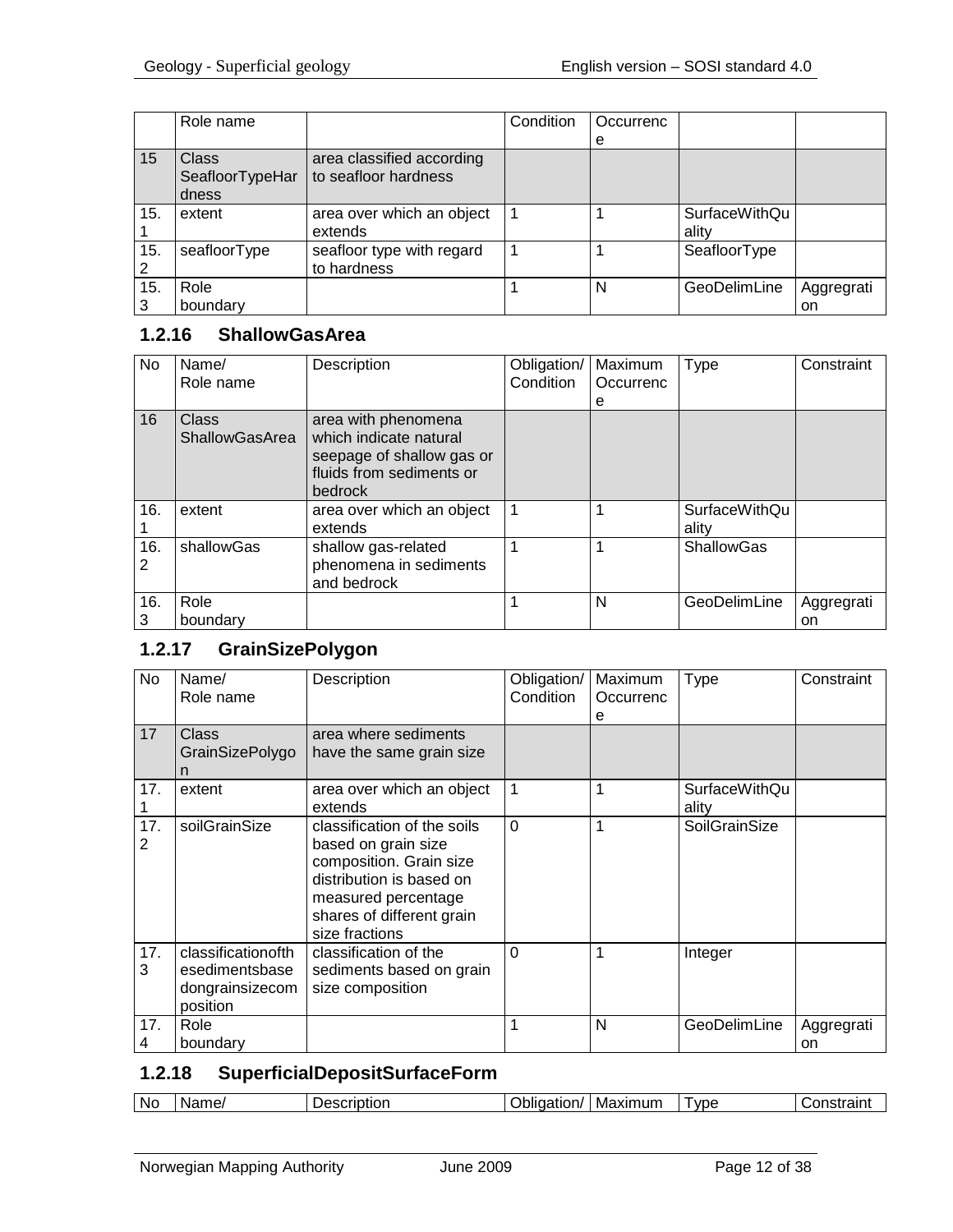|  | Role name |  | Condition | Occurrence |  |  |
|---|---|---|---|---|---|---|
| 15 | Class SeafloorTypeHardness | area classified according to seafloor hardness |  |  |  |  |
| 15.1 | extent | area over which an object extends | 1 | 1 | SurfaceWithQuality |  |
| 15.2 | seafloorType | seafloor type with regard to hardness | 1 | 1 | SeafloorType |  |
| 15.3 | Role boundary |  | 1 | N | GeoDelimLine | Aggregation |

### 1.2.16 ShallowGasArea

| No | Name/ Role name | Description | Obligation/ Condition | Maximum Occurrence | Type | Constraint |
|---|---|---|---|---|---|---|
| 16 | Class ShallowGasArea | area with phenomena which indicate natural seepage of shallow gas or fluids from sediments or bedrock |  |  |  |  |
| 16.1 | extent | area over which an object extends | 1 | 1 | SurfaceWithQuality |  |
| 16.2 | shallowGas | shallow gas-related phenomena in sediments and bedrock | 1 | 1 | ShallowGas |  |
| 16.3 | Role boundary |  | 1 | N | GeoDelimLine | Aggregation |

### 1.2.17 GrainSizePolygon

| No | Name/ Role name | Description | Obligation/ Condition | Maximum Occurrence | Type | Constraint |
|---|---|---|---|---|---|---|
| 17 | Class GrainSizePolygon | area where sediments have the same grain size |  |  |  |  |
| 17.1 | extent | area over which an object extends | 1 | 1 | SurfaceWithQuality |  |
| 17.2 | soilGrainSize | classification of the soils based on grain size composition. Grain size distribution is based on measured percentage shares of different grain size fractions | 0 | 1 | SoilGrainSize |  |
| 17.3 | classificationofthesedimentsbasedongrainsizecomposition | classification of the sediments based on grain size composition | 0 | 1 | Integer |  |
| 17.4 | Role boundary |  | 1 | N | GeoDelimLine | Aggregation |

### 1.2.18 SuperficialDepositSurfaceForm

| No | Name/ | Description | Obligation/ | Maximum | Type | Constraint |
|---|---|---|---|---|---|---|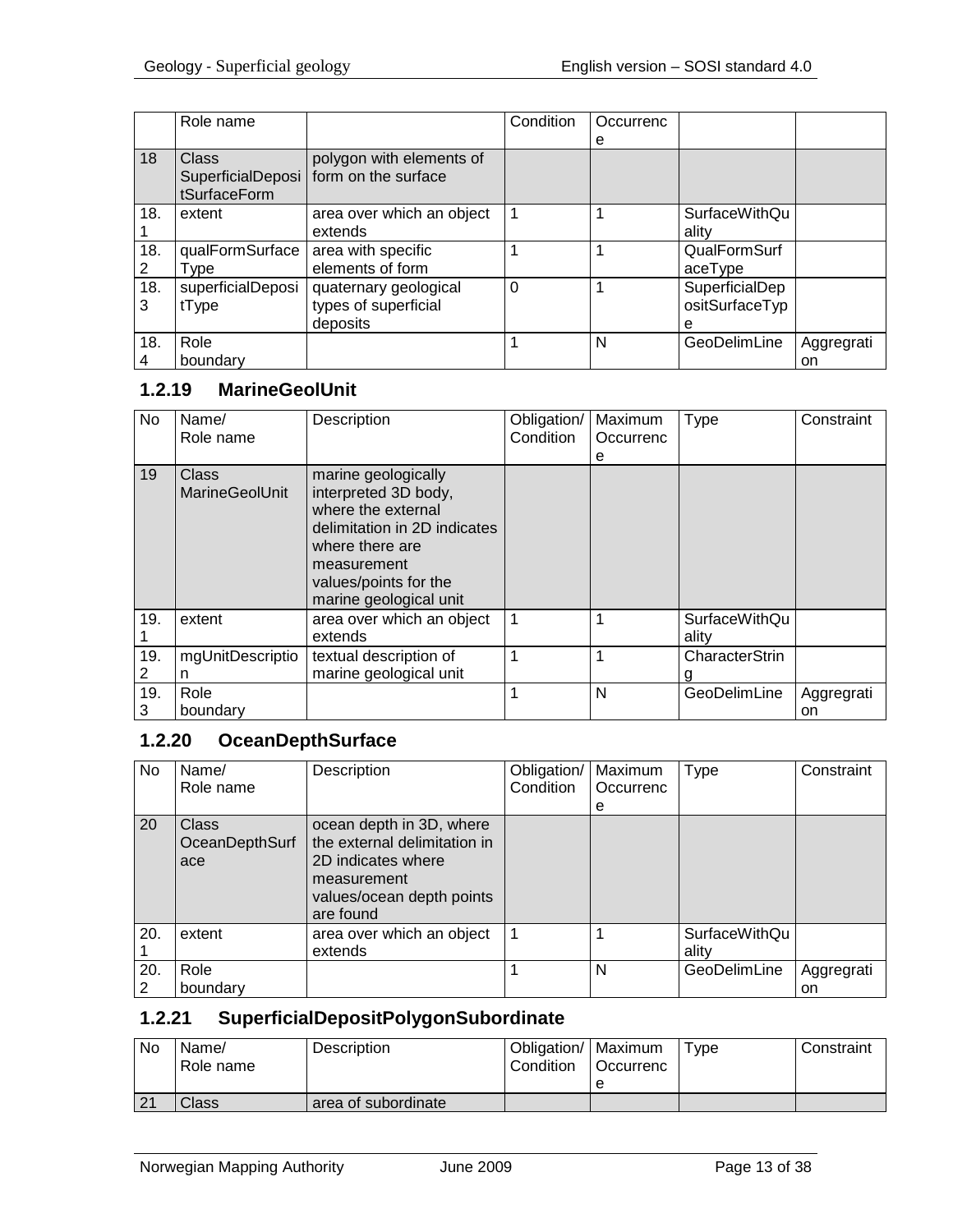|  | Role name |  | Condition | Occurrence |  |  |
|---|---|---|---|---|---|---|
| 18 | Class SuperficialDepositSurfaceForm | polygon with elements of form on the surface |  |  |  |  |
| 18.1 | extent | area over which an object extends | 1 | 1 | SurfaceWithQuality |  |
| 18.2 | qualFormSurfaceType | area with specific elements of form | 1 | 1 | QualFormSurfaceType |  |
| 18.3 | superficialDepositType | quaternary geological types of superficial deposits | 0 | 1 | SuperficialDepositSurfaceType |  |
| 18.4 | Role boundary |  | 1 | N | GeoDelimLine | Aggregation |

### 1.2.19 MarineGeolUnit

| No | Name/ Role name | Description | Obligation/ Condition | Maximum Occurrence | Type | Constraint |
|---|---|---|---|---|---|---|
| 19 | Class MarineGeolUnit | marine geologically interpreted 3D body, where the external delimitation in 2D indicates where there are measurement values/points for the marine geological unit |  |  |  |  |
| 19.1 | extent | area over which an object extends | 1 | 1 | SurfaceWithQuality |  |
| 19.2 | mgUnitDescription | textual description of marine geological unit | 1 | 1 | CharacterString |  |
| 19.3 | Role boundary |  | 1 | N | GeoDelimLine | Aggregation |

### 1.2.20 OceanDepthSurface

| No | Name/ Role name | Description | Obligation/ Condition | Maximum Occurrence | Type | Constraint |
|---|---|---|---|---|---|---|
| 20 | Class OceanDepthSurface | ocean depth in 3D, where the external delimitation in 2D indicates where measurement values/ocean depth points are found |  |  |  |  |
| 20.1 | extent | area over which an object extends | 1 | 1 | SurfaceWithQuality |  |
| 20.2 | Role boundary |  | 1 | N | GeoDelimLine | Aggregation |

### 1.2.21 SuperficialDepositPolygonSubordinate

| No | Name/ Role name | Description | Obligation/ Condition | Maximum Occurrence | Type | Constraint |
|---|---|---|---|---|---|---|
| 21 | Class | area of subordinate |  |  |  |  |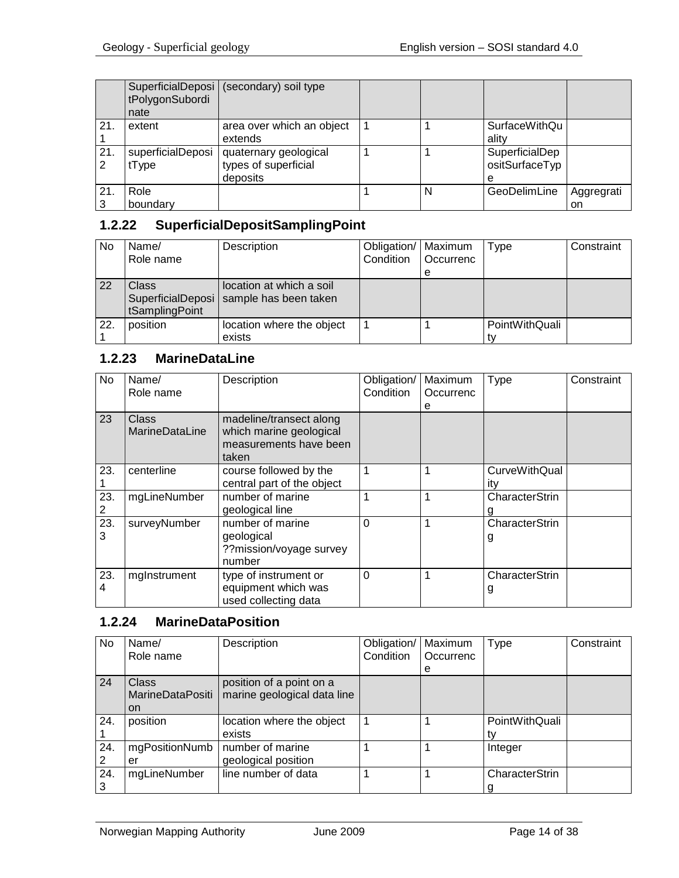| | SuperficialDepositPolygonSubordinate | (secondary) soil type | | | | |
|---|---|---|---|---|---|---|
| 21.1 | extent | area over which an object extends | 1 | 1 | SurfaceWithQuality | |
| 21.2 | superficialDepositType | quaternary geological types of superficial deposits | 1 | 1 | SuperficialDepositSurfaceType | |
| 21.3 | Role boundary | | 1 | N | GeoDelimLine | Aggregration |

### 1.2.22 SuperficialDepositSamplingPoint

| No | Name/ Role name | Description | Obligation/ Condition | Maximum Occurrence | Type | Constraint |
|---|---|---|---|---|---|---|
| 22 | Class SuperficialDepositSamplingPoint | location at which a soil sample has been taken | | | | |
| 22.1 | position | location where the object exists | 1 | 1 | PointWithQuality | |

### 1.2.23 MarineDataLine

| No | Name/ Role name | Description | Obligation/ Condition | Maximum Occurrence | Type | Constraint |
|---|---|---|---|---|---|---|
| 23 | Class MarineDataLine | madeline/transect along which marine geological measurements have been taken | | | | |
| 23.1 | centerline | course followed by the central part of the object | 1 | 1 | CurveWithQuality | |
| 23.2 | mgLineNumber | number of marine geological line | 1 | 1 | CharacterString | |
| 23.3 | surveyNumber | number of marine geological ??mission/voyage survey number | 0 | 1 | CharacterString | |
| 23.4 | mgInstrument | type of instrument or equipment which was used collecting data | 0 | 1 | CharacterString | |

### 1.2.24 MarineDataPosition

| No | Name/ Role name | Description | Obligation/ Condition | Maximum Occurrence | Type | Constraint |
|---|---|---|---|---|---|---|
| 24 | Class MarineDataPosition | position of a point on a marine geological data line | | | | |
| 24.1 | position | location where the object exists | 1 | 1 | PointWithQuality | |
| 24.2 | mgPositionNumber | number of marine geological position | 1 | 1 | Integer | |
| 24.3 | mgLineNumber | line number of data | 1 | 1 | CharacterString | |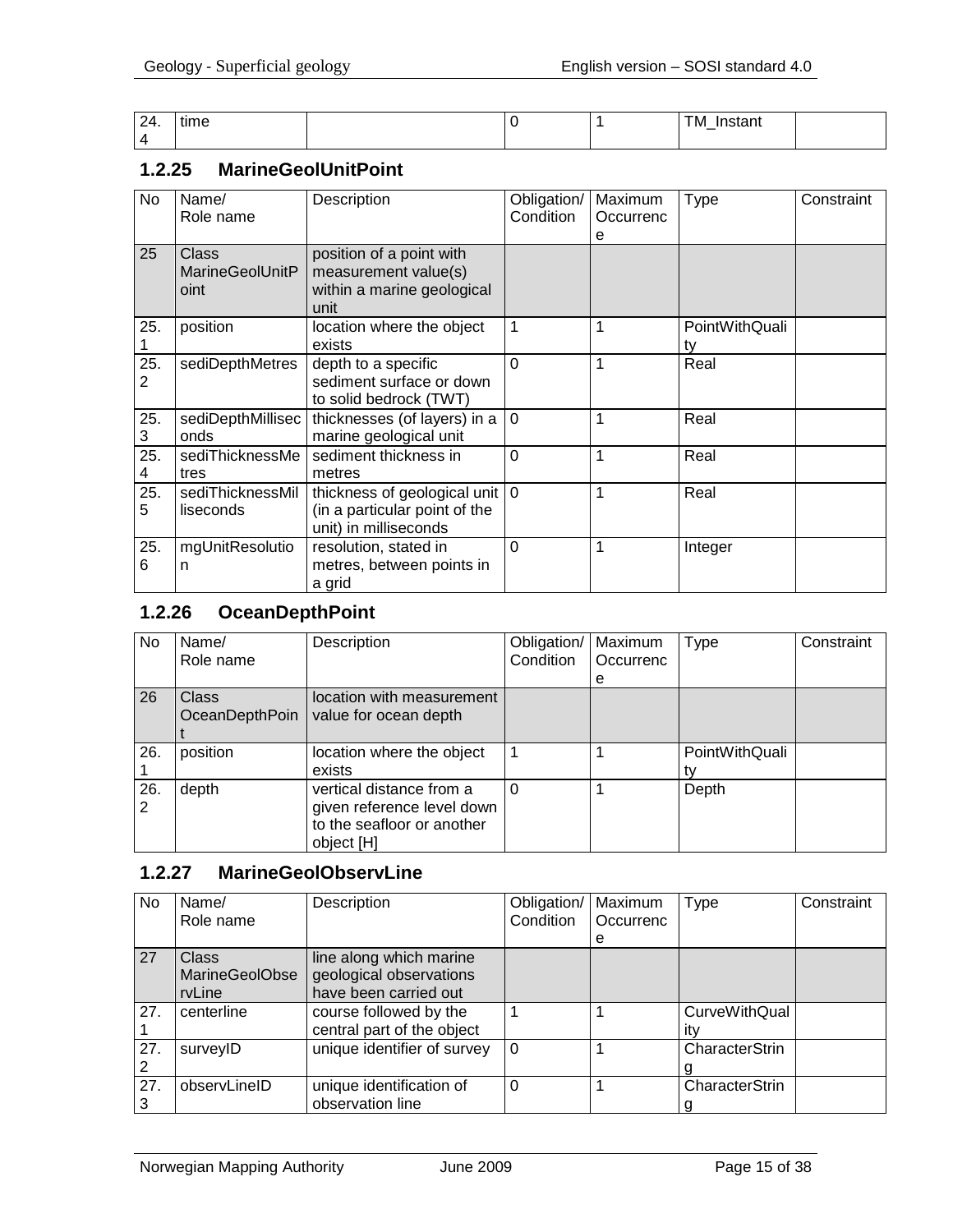| 24.4 | time | | 0 | 1 | TM_Instant | |
|---|---|---|---|---|---|---|

### 1.2.25 MarineGeolUnitPoint

| No | Name/ Role name | Description | Obligation/ Condition | Maximum Occurrence | Type | Constraint |
|---|---|---|---|---|---|---|
| 25 | Class MarineGeolUnitPoint | position of a point with measurement value(s) within a marine geological unit | | | | |
| 25.1 | position | location where the object exists | 1 | 1 | PointWithQuality | |
| 25.2 | sediDepthMetres | depth to a specific sediment surface or down to solid bedrock (TWT) | 0 | 1 | Real | |
| 25.3 | sediDepthMilliseconds | thicknesses (of layers) in a marine geological unit | 0 | 1 | Real | |
| 25.4 | sediThicknessMetres | sediment thickness in metres | 0 | 1 | Real | |
| 25.5 | sediThicknessMilliseconds | thickness of geological unit (in a particular point of the unit) in milliseconds | 0 | 1 | Real | |
| 25.6 | mgUnitResolution | resolution, stated in metres, between points in a grid | 0 | 1 | Integer | |

### 1.2.26 OceanDepthPoint

| No | Name/ Role name | Description | Obligation/ Condition | Maximum Occurrence | Type | Constraint |
|---|---|---|---|---|---|---|
| 26 | Class OceanDepthPoint | location with measurement value for ocean depth | | | | |
| 26.1 | position | location where the object exists | 1 | 1 | PointWithQuality | |
| 26.2 | depth | vertical distance from a given reference level down to the seafloor or another object [H] | 0 | 1 | Depth | |

### 1.2.27 MarineGeolObservLine

| No | Name/ Role name | Description | Obligation/ Condition | Maximum Occurrence | Type | Constraint |
|---|---|---|---|---|---|---|
| 27 | Class MarineGeolObservLine | line along which marine geological observations have been carried out | | | | |
| 27.1 | centerline | course followed by the central part of the object | 1 | 1 | CurveWithQuality | |
| 27.2 | surveyID | unique identifier of survey | 0 | 1 | CharacterString | |
| 27.3 | observLineID | unique identification of observation line | 0 | 1 | CharacterString | |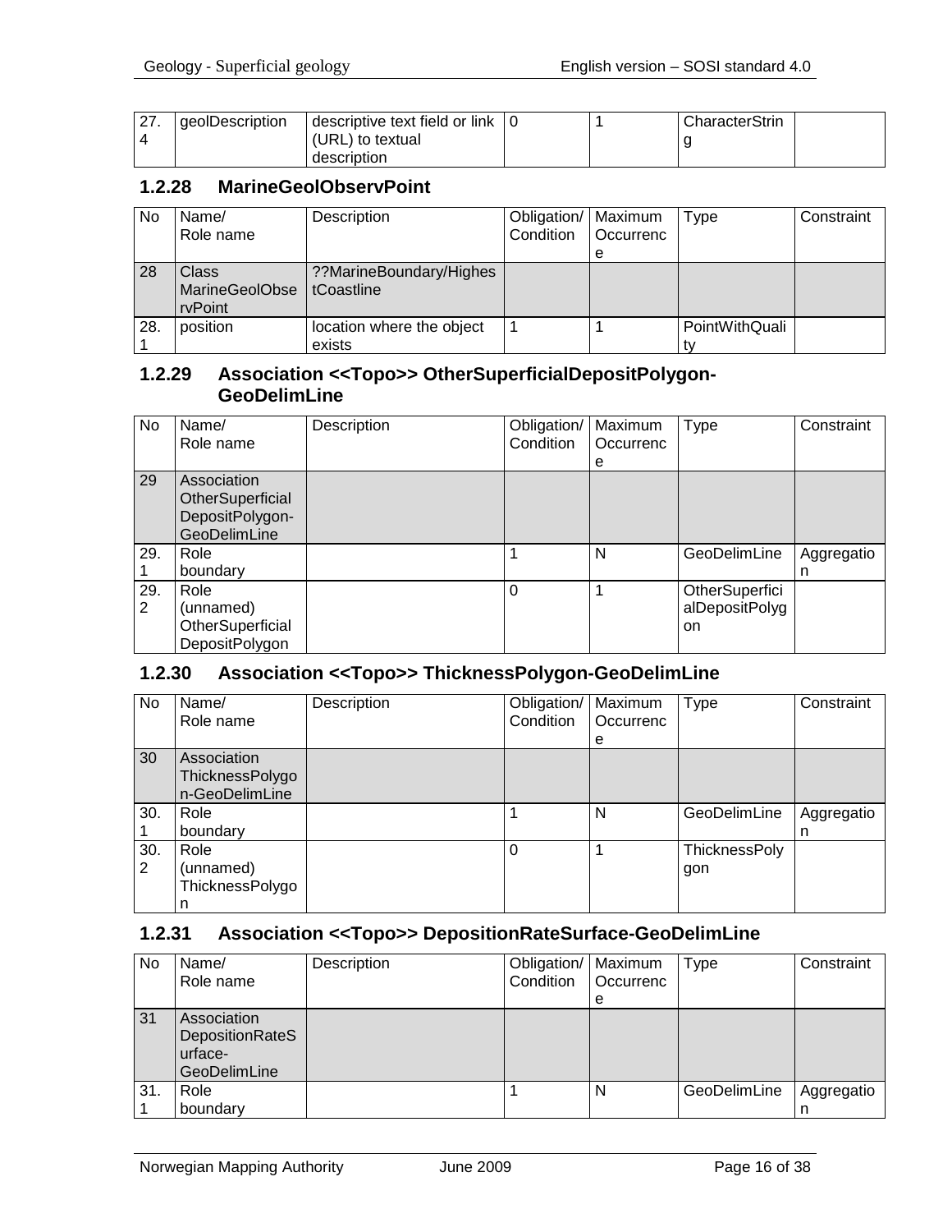| 27.4 | geolDescription | descriptive text field or link (URL) to textual description | 0 | 1 | CharacterString | |
|---|---|---|---|---|---|---|

### 1.2.28 MarineGeolObservPoint

| No | Name/ Role name | Description | Obligation/ Condition | Maximum Occurrence | Type | Constraint |
|---|---|---|---|---|---|---|
| 28 | Class MarineGeolObservPoint | ??MarineBoundary/HighestCoastline | | | | |
| 28.1 | position | location where the object exists | 1 | 1 | PointWithQuality | |

### 1.2.29 Association <<Topo>> OtherSuperficialDepositPolygon-GeoDelimLine

| No | Name/ Role name | Description | Obligation/ Condition | Maximum Occurrence | Type | Constraint |
|---|---|---|---|---|---|---|
| 29 | Association OtherSuperficialDepositPolygon-GeoDelimLine | | | | | |
| 29.1 | Role boundary | | 1 | N | GeoDelimLine | Aggregation |
| 29.2 | Role (unnamed) OtherSuperficialDepositPolygon | | 0 | 1 | OtherSuperficialDepositPolygon | |

### 1.2.30 Association <<Topo>> ThicknessPolygon-GeoDelimLine

| No | Name/ Role name | Description | Obligation/ Condition | Maximum Occurrence | Type | Constraint |
|---|---|---|---|---|---|---|
| 30 | Association ThicknessPolygon-GeoDelimLine | | | | | |
| 30.1 | Role boundary | | 1 | N | GeoDelimLine | Aggregation |
| 30.2 | Role (unnamed) ThicknessPolygon | | 0 | 1 | ThicknessPolygon | |

### 1.2.31 Association <<Topo>> DepositionRateSurface-GeoDelimLine

| No | Name/ Role name | Description | Obligation/ Condition | Maximum Occurrence | Type | Constraint |
|---|---|---|---|---|---|---|
| 31 | Association DepositionRateSurface-GeoDelimLine | | | | | |
| 31.1 | Role boundary | | 1 | N | GeoDelimLine | Aggregation |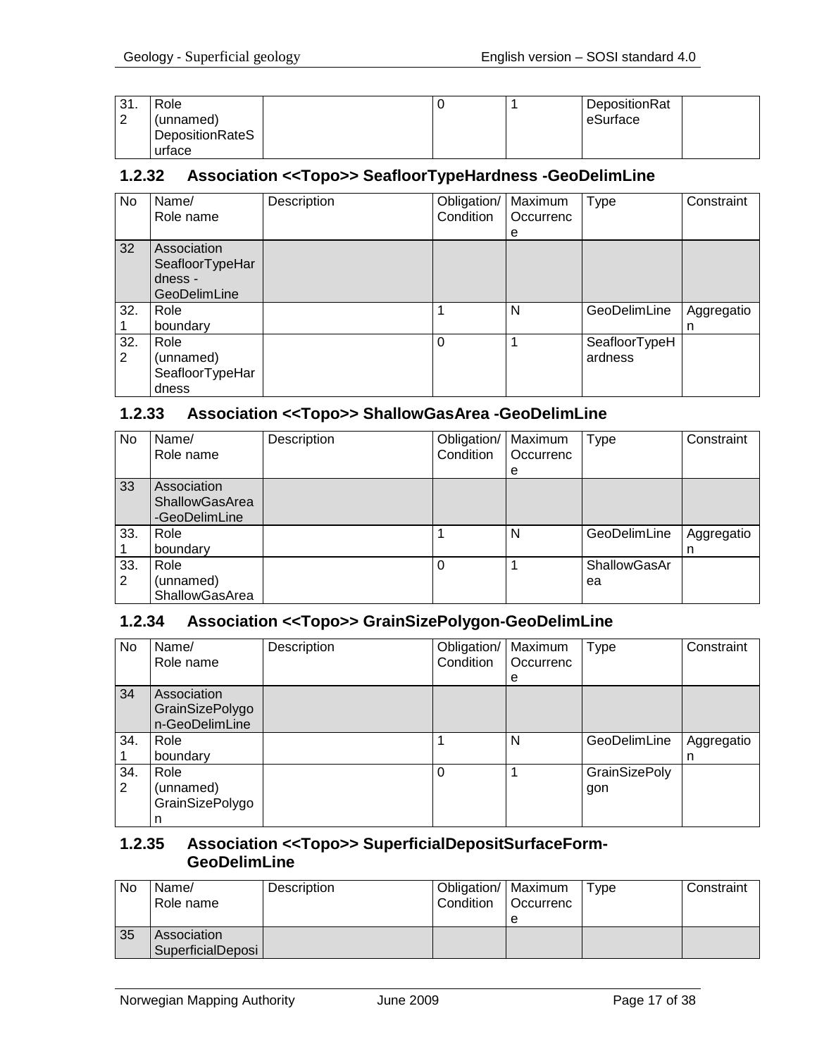| 31.2 | Role (unnamed) DepositionRateSurface | | 0 | 1 | DepositionRateSurface | |
|---|---|---|---|---|---|---|

### 1.2.32 Association <<Topo>> SeafloorTypeHardness -GeoDelimLine

| No | Name/ Role name | Description | Obligation/ Condition | Maximum Occurrence | Type | Constraint |
|---|---|---|---|---|---|---|
| 32 | Association SeafloorTypeHardness - GeoDelimLine | | | | | |
| 32.1 | Role boundary | | 1 | N | GeoDelimLine | Aggregation |
| 32.2 | Role (unnamed) SeafloorTypeHardness | | 0 | 1 | SeafloorTypeHardness | |

### 1.2.33 Association <<Topo>> ShallowGasArea -GeoDelimLine

| No | Name/ Role name | Description | Obligation/ Condition | Maximum Occurrence | Type | Constraint |
|---|---|---|---|---|---|---|
| 33 | Association ShallowGasArea -GeoDelimLine | | | | | |
| 33.1 | Role boundary | | 1 | N | GeoDelimLine | Aggregation |
| 33.2 | Role (unnamed) ShallowGasArea | | 0 | 1 | ShallowGasArea | |

### 1.2.34 Association <<Topo>> GrainSizePolygon-GeoDelimLine

| No | Name/ Role name | Description | Obligation/ Condition | Maximum Occurrence | Type | Constraint |
|---|---|---|---|---|---|---|
| 34 | Association GrainSizePolygon-GeoDelimLine | | | | | |
| 34.1 | Role boundary | | 1 | N | GeoDelimLine | Aggregation |
| 34.2 | Role (unnamed) GrainSizePolygon | | 0 | 1 | GrainSizePolygon | |

### 1.2.35 Association <<Topo>> SuperficialDepositSurfaceForm-GeoDelimLine

| No | Name/ Role name | Description | Obligation/ Condition | Maximum Occurrence | Type | Constraint |
|---|---|---|---|---|---|---|
| 35 | Association SuperficialDeposi | | | | | |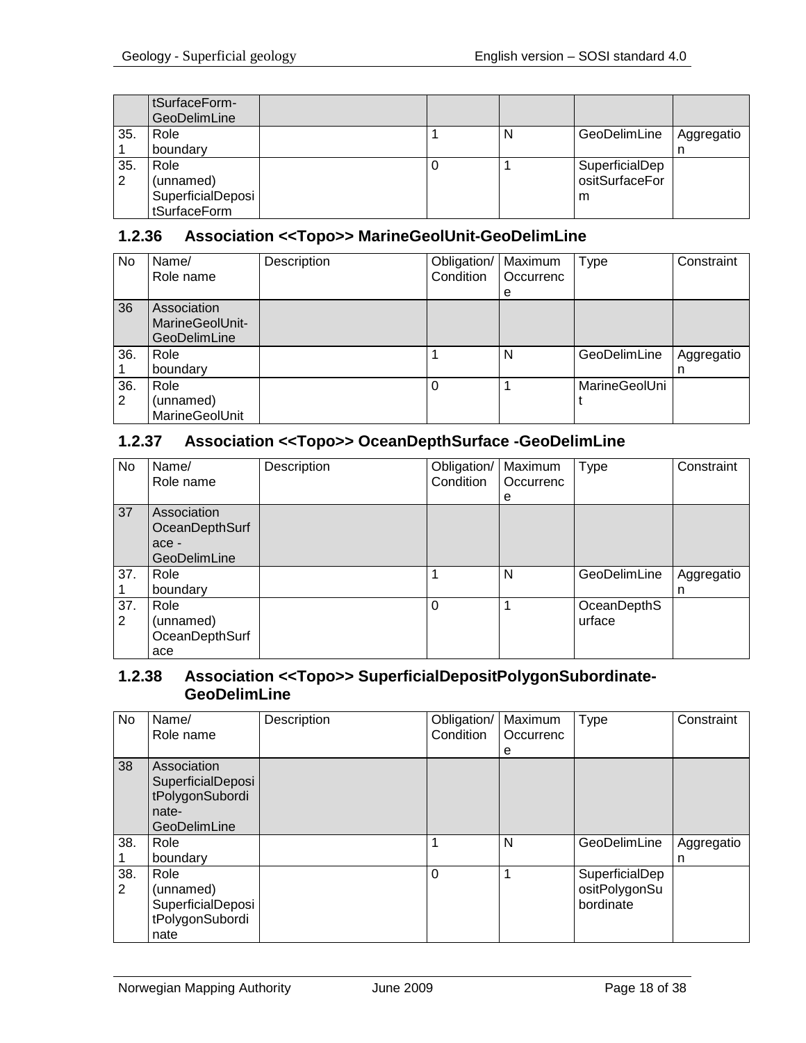| | tSurfaceForm-GeoDelimLine | | | | | |
|---|---|---|---|---|---|---|
| 35.1 | Role boundary | | 1 | N | GeoDelimLine | Aggregation |
| 35.2 | Role (unnamed) SuperficialDepositSurfaceForm | | 0 | 1 | SuperficialDepositSurfaceForm | |

### 1.2.36 Association <<Topo>> MarineGeolUnit-GeoDelimLine

| No | Name/ Role name | Description | Obligation/ Condition | Maximum Occurrence | Type | Constraint |
|---|---|---|---|---|---|---|
| 36 | Association MarineGeolUnit-GeoDelimLine | | | | | |
| 36.1 | Role boundary | | 1 | N | GeoDelimLine | Aggregation |
| 36.2 | Role (unnamed) MarineGeolUnit | | 0 | 1 | MarineGeolUnit | |

### 1.2.37 Association <<Topo>> OceanDepthSurface -GeoDelimLine

| No | Name/ Role name | Description | Obligation/ Condition | Maximum Occurrence | Type | Constraint |
|---|---|---|---|---|---|---|
| 37 | Association OceanDepthSurface - GeoDelimLine | | | | | |
| 37.1 | Role boundary | | 1 | N | GeoDelimLine | Aggregation |
| 37.2 | Role (unnamed) OceanDepthSurface | | 0 | 1 | OceanDepthSurface | |

### 1.2.38 Association <<Topo>> SuperficialDepositPolygonSubordinate-GeoDelimLine

| No | Name/ Role name | Description | Obligation/ Condition | Maximum Occurrence | Type | Constraint |
|---|---|---|---|---|---|---|
| 38 | Association SuperficialDepositPolygonSubordinate-GeoDelimLine | | | | | |
| 38.1 | Role boundary | | 1 | N | GeoDelimLine | Aggregation |
| 38.2 | Role (unnamed) SuperficialDepositPolygonSubordinate | | 0 | 1 | SuperficialDepositPolygonSubordinate | |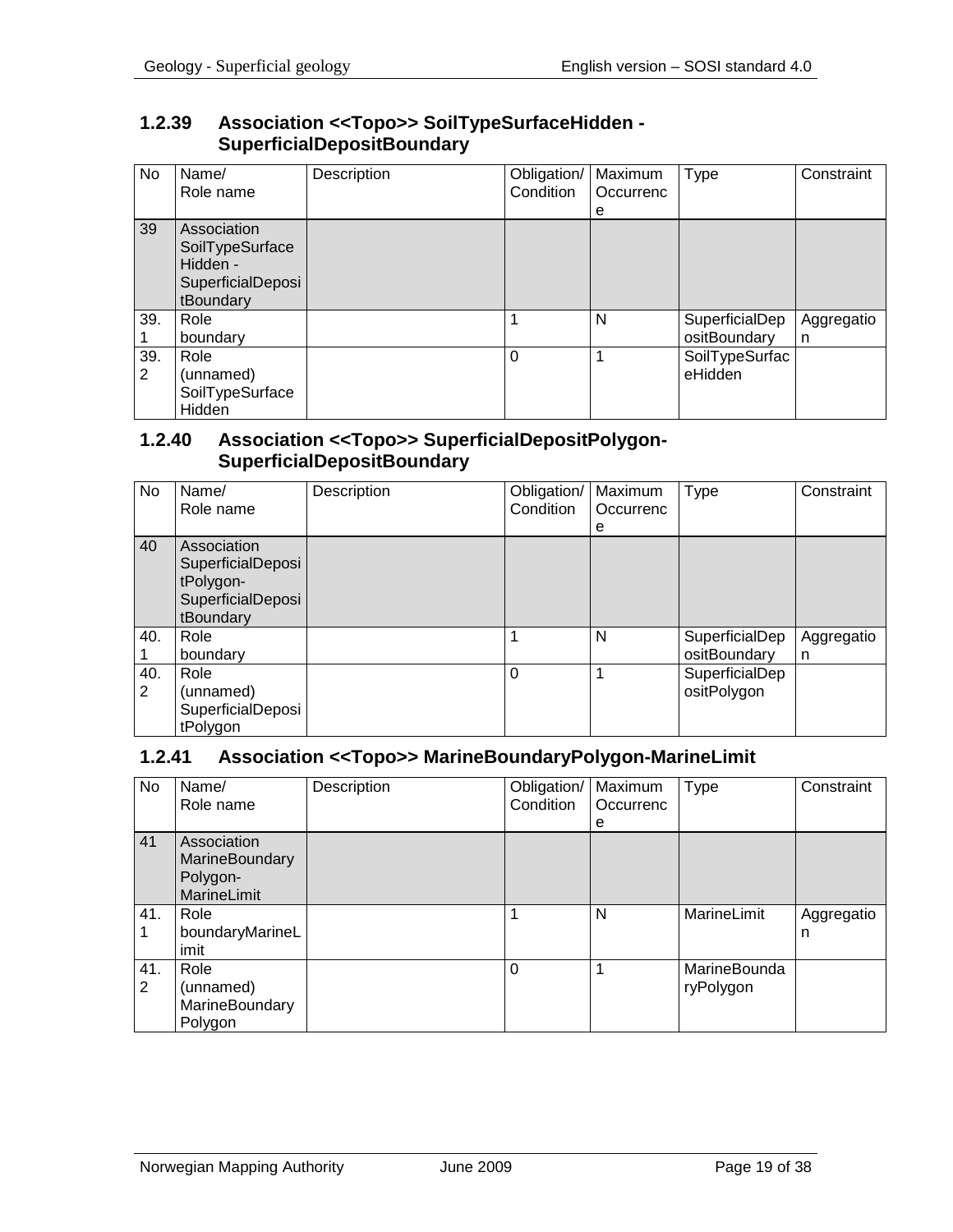### 1.2.39 Association <<Topo>> SoilTypeSurfaceHidden - SuperficialDepositBoundary

| No | Name/ Role name | Description | Obligation/ Condition | Maximum Occurrence | Type | Constraint |
|---|---|---|---|---|---|---|
| 39 | Association SoilTypeSurface Hidden - SuperficialDepositBoundary | | | | | |
| 39.1 | Role boundary | | 1 | N | SuperficialDepositBoundary | Aggregation |
| 39.2 | Role (unnamed) SoilTypeSurface Hidden | | 0 | 1 | SoilTypeSurfaceHidden | |

### 1.2.40 Association <<Topo>> SuperficialDepositPolygon-SuperficialDepositBoundary

| No | Name/ Role name | Description | Obligation/ Condition | Maximum Occurrence | Type | Constraint |
|---|---|---|---|---|---|---|
| 40 | Association SuperficialDepositPolygon-SuperficialDepositBoundary | | | | | |
| 40.1 | Role boundary | | 1 | N | SuperficialDepositBoundary | Aggregation |
| 40.2 | Role (unnamed) SuperficialDepositPolygon | | 0 | 1 | SuperficialDepositPolygon | |

### 1.2.41 Association <<Topo>> MarineBoundaryPolygon-MarineLimit

| No | Name/ Role name | Description | Obligation/ Condition | Maximum Occurrence | Type | Constraint |
|---|---|---|---|---|---|---|
| 41 | Association MarineBoundary Polygon-MarineLimit | | | | | |
| 41.1 | Role boundaryMarineLimit | | 1 | N | MarineLimit | Aggregation |
| 41.2 | Role (unnamed) MarineBoundary Polygon | | 0 | 1 | MarineBoundaryPolygon | |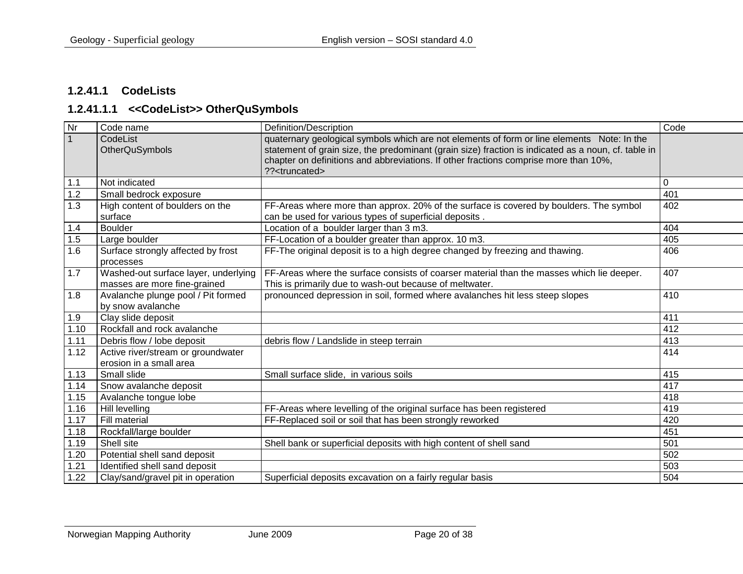### 1.2.41.1 CodeLists

#### 1.2.41.1.1 <<CodeList>> OtherQuSymbols

| Nr | Code name | Definition/Description | Code |
|---|---|---|---|
| 1 | CodeList OtherQuSymbols | quaternary geological symbols which are not elements of form or line elements Note: In the statement of grain size, the predominant (grain size) fraction is indicated as a noun, cf. table in chapter on definitions and abbreviations. If other fractions comprise more than 10%, ??<truncated> | |
| 1.1 | Not indicated | | 0 |
| 1.2 | Small bedrock exposure | | 401 |
| 1.3 | High content of boulders on the surface | FF-Areas where more than approx. 20% of the surface is covered by boulders. The symbol can be used for various types of superficial deposits . | 402 |
| 1.4 | Boulder | Location of a boulder larger than 3 m3. | 404 |
| 1.5 | Large boulder | FF-Location of a boulder greater than approx. 10 m3. | 405 |
| 1.6 | Surface strongly affected by frost processes | FF-The original deposit is to a high degree changed by freezing and thawing. | 406 |
| 1.7 | Washed-out surface layer, underlying masses are more fine-grained | FF-Areas where the surface consists of coarser material than the masses which lie deeper. This is primarily due to wash-out because of meltwater. | 407 |
| 1.8 | Avalanche plunge pool / Pit formed by snow avalanche | pronounced depression in soil, formed where avalanches hit less steep slopes | 410 |
| 1.9 | Clay slide deposit | | 411 |
| 1.10 | Rockfall and rock avalanche | | 412 |
| 1.11 | Debris flow / lobe deposit | debris flow / Landslide in steep terrain | 413 |
| 1.12 | Active river/stream or groundwater erosion in a small area | | 414 |
| 1.13 | Small slide | Small surface slide, in various soils | 415 |
| 1.14 | Snow avalanche deposit | | 417 |
| 1.15 | Avalanche tongue lobe | | 418 |
| 1.16 | Hill levelling | FF-Areas where levelling of the original surface has been registered | 419 |
| 1.17 | Fill material | FF-Replaced soil or soil that has been strongly reworked | 420 |
| 1.18 | Rockfall/large boulder | | 451 |
| 1.19 | Shell site | Shell bank or superficial deposits with high content of shell sand | 501 |
| 1.20 | Potential shell sand deposit | | 502 |
| 1.21 | Identified shell sand deposit | | 503 |
| 1.22 | Clay/sand/gravel pit in operation | Superficial deposits excavation on a fairly regular basis | 504 |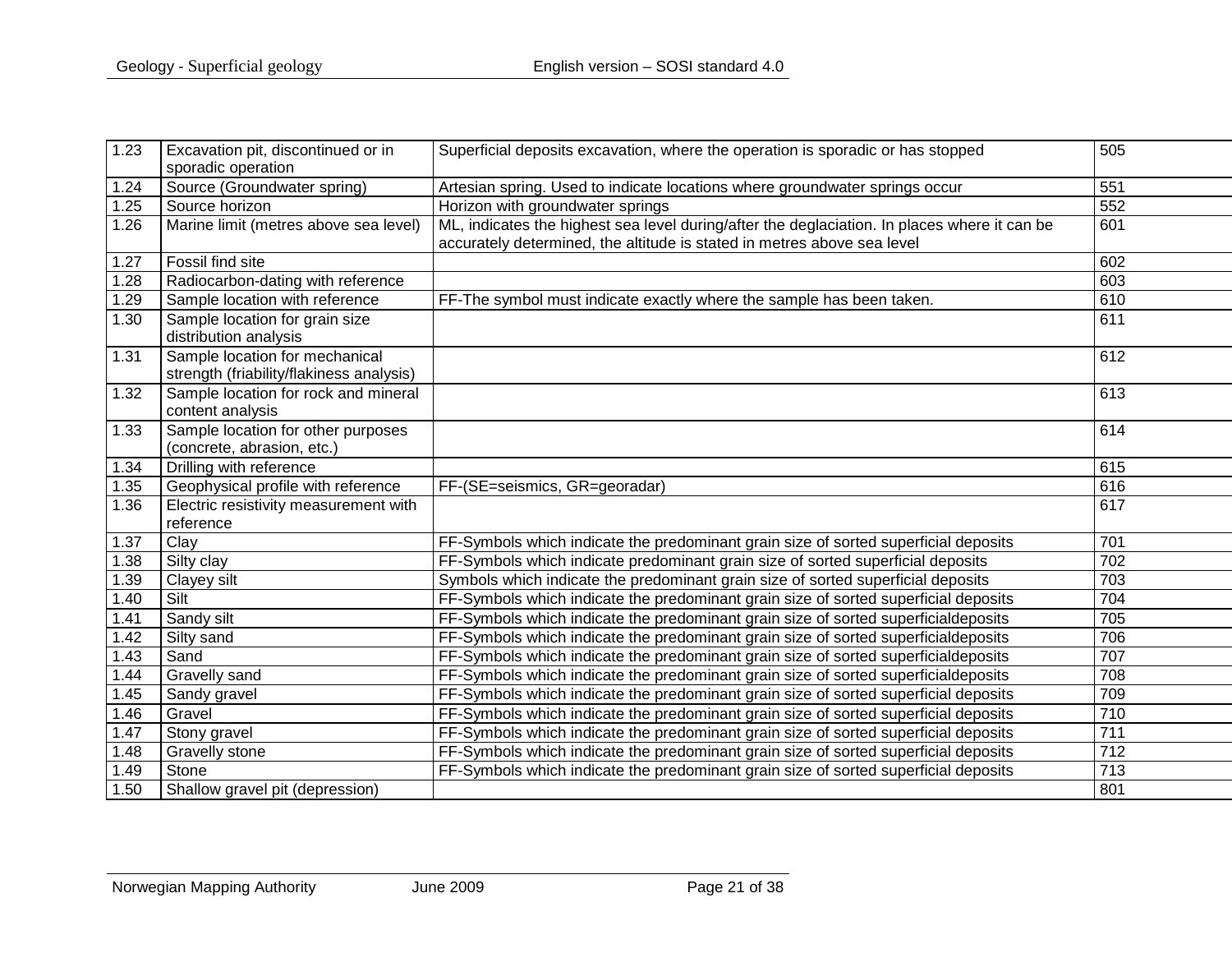| | | | |
|---|---|---|---|
| 1.23 | Excavation pit, discontinued or in sporadic operation | Superficial deposits excavation, where the operation is sporadic or has stopped | 505 |
| 1.24 | Source (Groundwater spring) | Artesian spring. Used to indicate locations where groundwater springs occur | 551 |
| 1.25 | Source horizon | Horizon with groundwater springs | 552 |
| 1.26 | Marine limit (metres above sea level) | ML, indicates the highest sea level during/after the deglaciation. In places where it can be accurately determined, the altitude is stated in metres above sea level | 601 |
| 1.27 | Fossil find site | | 602 |
| 1.28 | Radiocarbon-dating with reference | | 603 |
| 1.29 | Sample location with reference | FF-The symbol must indicate exactly where the sample has been taken. | 610 |
| 1.30 | Sample location for grain size distribution analysis | | 611 |
| 1.31 | Sample location for mechanical strength (friability/flakiness analysis) | | 612 |
| 1.32 | Sample location for rock and mineral content analysis | | 613 |
| 1.33 | Sample location for other purposes (concrete, abrasion, etc.) | | 614 |
| 1.34 | Drilling with reference | | 615 |
| 1.35 | Geophysical profile with reference | FF-(SE=seismics, GR=georadar) | 616 |
| 1.36 | Electric resistivity measurement with reference | | 617 |
| 1.37 | Clay | FF-Symbols which indicate the predominant grain size of sorted superficial deposits | 701 |
| 1.38 | Silty clay | FF-Symbols which indicate predominant grain size of sorted superficial deposits | 702 |
| 1.39 | Clayey silt | Symbols which indicate the predominant grain size of sorted superficial deposits | 703 |
| 1.40 | Silt | FF-Symbols which indicate the predominant grain size of sorted superficial deposits | 704 |
| 1.41 | Sandy silt | FF-Symbols which indicate the predominant grain size of sorted superficialdeposits | 705 |
| 1.42 | Silty sand | FF-Symbols which indicate the predominant grain size of sorted superficialdeposits | 706 |
| 1.43 | Sand | FF-Symbols which indicate the predominant grain size of sorted superficialdeposits | 707 |
| 1.44 | Gravelly sand | FF-Symbols which indicate the predominant grain size of sorted superficialdeposits | 708 |
| 1.45 | Sandy gravel | FF-Symbols which indicate the predominant grain size of sorted superficial deposits | 709 |
| 1.46 | Gravel | FF-Symbols which indicate the predominant grain size of sorted superficial deposits | 710 |
| 1.47 | Stony gravel | FF-Symbols which indicate the predominant grain size of sorted superficial deposits | 711 |
| 1.48 | Gravelly stone | FF-Symbols which indicate the predominant grain size of sorted superficial deposits | 712 |
| 1.49 | Stone | FF-Symbols which indicate the predominant grain size of sorted superficial deposits | 713 |
| 1.50 | Shallow gravel pit (depression) | | 801 |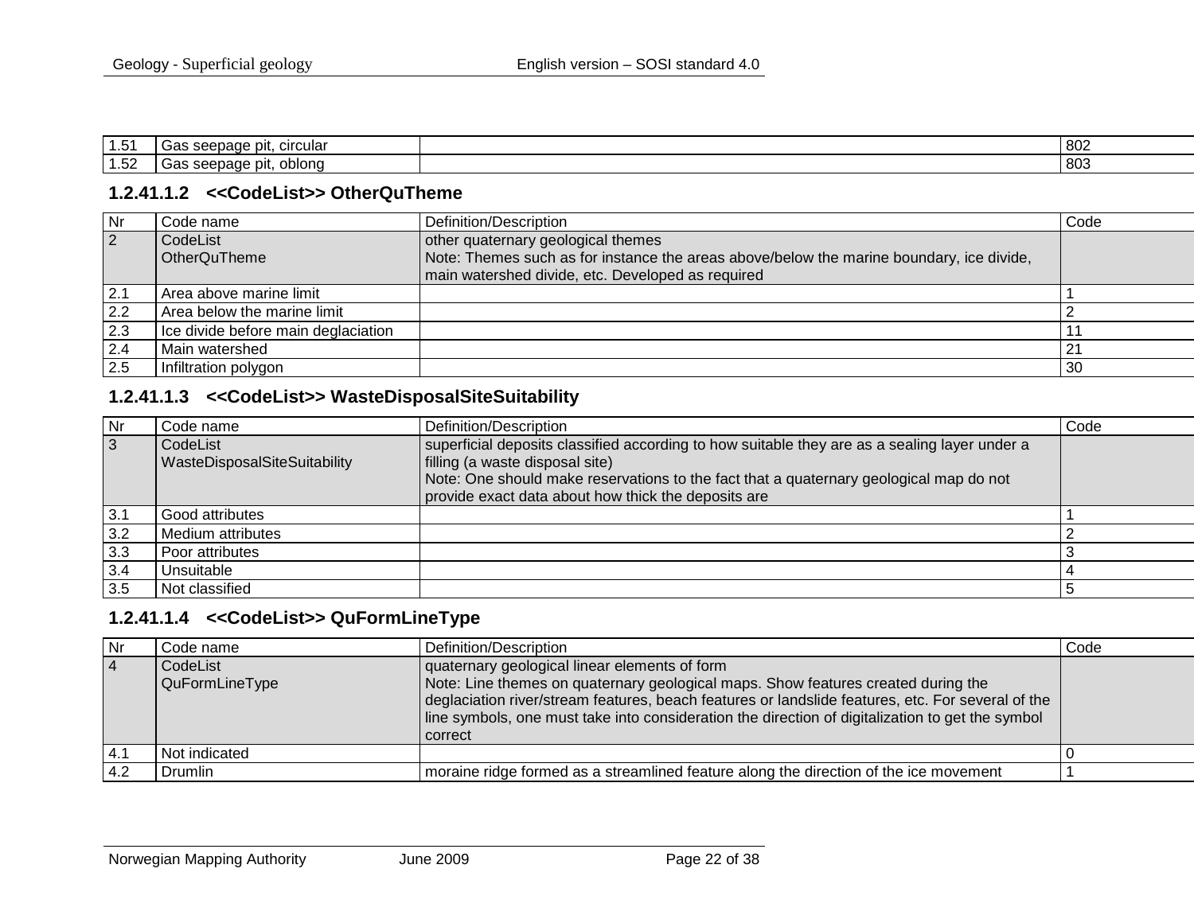| 1.51 | Gas seepage pit, circular | | 802 |
|---|---|---|---|
| 1.52 | Gas seepage pit, oblong | | 803 |

### 1.2.41.1.2 <<CodeList>> OtherQuTheme

| Nr | Code name | Definition/Description | Code |
|---|---|---|---|
| 2 | CodeList<br>OtherQuTheme | other quaternary geological themes<br>Note: Themes such as for instance the areas above/below the marine boundary, ice divide, main watershed divide, etc. Developed as required | |
| 2.1 | Area above marine limit | | 1 |
| 2.2 | Area below the marine limit | | 2 |
| 2.3 | Ice divide before main deglaciation | | 11 |
| 2.4 | Main watershed | | 21 |
| 2.5 | Infiltration polygon | | 30 |

### 1.2.41.1.3 <<CodeList>> WasteDisposalSiteSuitability

| Nr | Code name | Definition/Description | Code |
|---|---|---|---|
| 3 | CodeList<br>WasteDisposalSiteSuitability | superficial deposits classified according to how suitable they are as a sealing layer under a filling (a waste disposal site)<br>Note: One should make reservations to the fact that a quaternary geological map do not provide exact data about how thick the deposits are | |
| 3.1 | Good attributes | | 1 |
| 3.2 | Medium attributes | | 2 |
| 3.3 | Poor attributes | | 3 |
| 3.4 | Unsuitable | | 4 |
| 3.5 | Not classified | | 5 |

### 1.2.41.1.4 <<CodeList>> QuFormLineType

| Nr | Code name | Definition/Description | Code |
|---|---|---|---|
| 4 | CodeList<br>QuFormLineType | quaternary geological linear elements of form<br>Note: Line themes on quaternary geological maps. Show features created during the deglaciation river/stream features, beach features or landslide features, etc. For several of the line symbols, one must take into consideration the direction of digitalization to get the symbol correct | |
| 4.1 | Not indicated | | 0 |
| 4.2 | Drumlin | moraine ridge formed as a streamlined feature along the direction of the ice movement | 1 |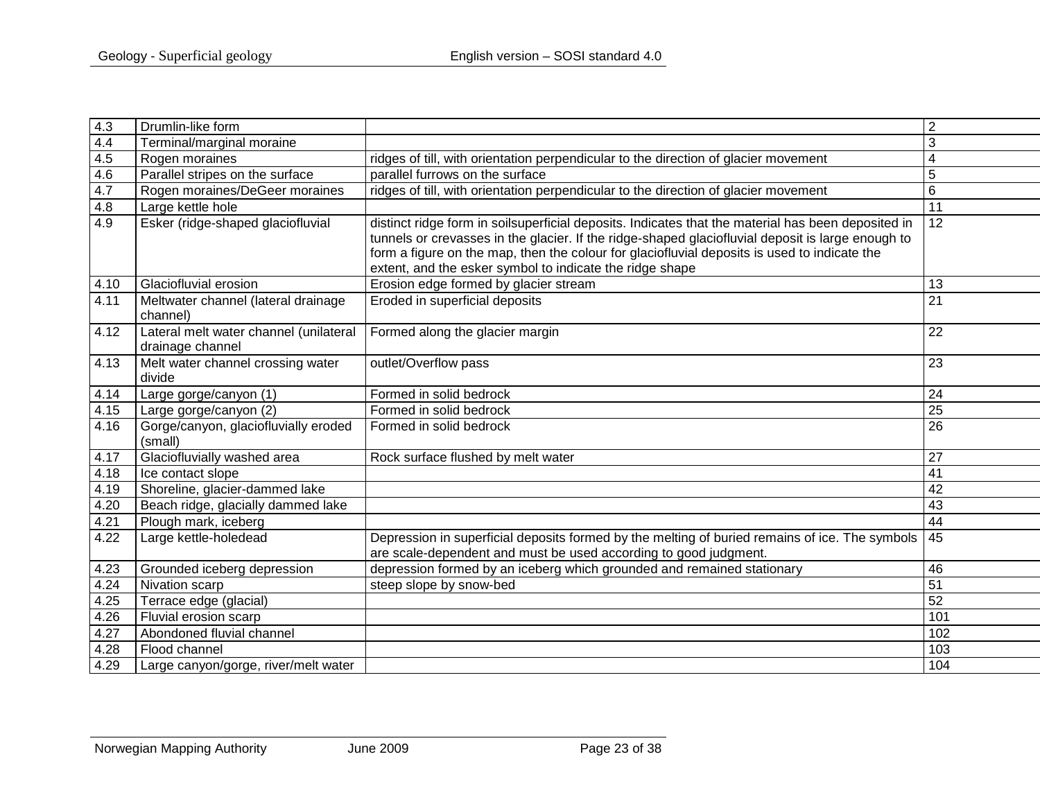| 4.3 | Drumlin-like form | | 2 |
|---|---|---|---|
| 4.4 | Terminal/marginal moraine | | 3 |
| 4.5 | Rogen moraines | ridges of till, with orientation perpendicular to the direction of glacier movement | 4 |
| 4.6 | Parallel stripes on the surface | parallel furrows on the surface | 5 |
| 4.7 | Rogen moraines/DeGeer moraines | ridges of till, with orientation perpendicular to the direction of glacier movement | 6 |
| 4.8 | Large kettle hole | | 11 |
| 4.9 | Esker (ridge-shaped glaciofluvial | distinct ridge form in soilsuperficial deposits. Indicates that the material has been deposited in tunnels or crevasses in the glacier. If the ridge-shaped glaciofluvial deposit is large enough to form a figure on the map, then the colour for glaciofluvial deposits is used to indicate the extent, and the esker symbol to indicate the ridge shape | 12 |
| 4.10 | Glaciofluvial erosion | Erosion edge formed by glacier stream | 13 |
| 4.11 | Meltwater channel (lateral drainage channel) | Eroded in superficial deposits | 21 |
| 4.12 | Lateral melt water channel (unilateral drainage channel | Formed along the glacier margin | 22 |
| 4.13 | Melt water channel crossing water divide | outlet/Overflow pass | 23 |
| 4.14 | Large gorge/canyon (1) | Formed in solid bedrock | 24 |
| 4.15 | Large gorge/canyon (2) | Formed in solid bedrock | 25 |
| 4.16 | Gorge/canyon, glaciofluvially eroded (small) | Formed in solid bedrock | 26 |
| 4.17 | Glaciofluvially washed area | Rock surface flushed by melt water | 27 |
| 4.18 | Ice contact slope | | 41 |
| 4.19 | Shoreline, glacier-dammed lake | | 42 |
| 4.20 | Beach ridge, glacially dammed lake | | 43 |
| 4.21 | Plough mark, iceberg | | 44 |
| 4.22 | Large kettle-holedead | Depression in superficial deposits formed by the melting of buried remains of ice. The symbols are scale-dependent and must be used according to good judgment. | 45 |
| 4.23 | Grounded iceberg depression | depression formed by an iceberg which grounded and remained stationary | 46 |
| 4.24 | Nivation scarp | steep slope by snow-bed | 51 |
| 4.25 | Terrace edge (glacial) | | 52 |
| 4.26 | Fluvial erosion scarp | | 101 |
| 4.27 | Abondoned fluvial channel | | 102 |
| 4.28 | Flood channel | | 103 |
| 4.29 | Large canyon/gorge, river/melt water | | 104 |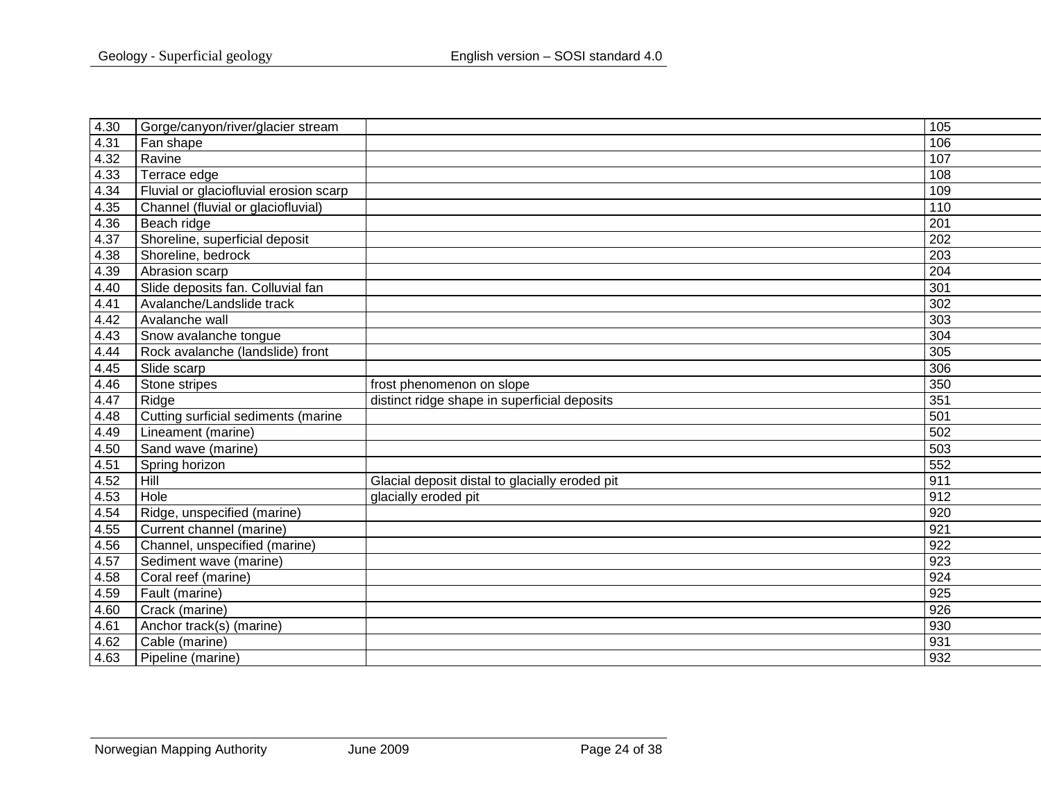| 4.30 | Gorge/canyon/river/glacier stream | | 105 |
|---|---|---|---|
| 4.31 | Fan shape | | 106 |
| 4.32 | Ravine | | 107 |
| 4.33 | Terrace edge | | 108 |
| 4.34 | Fluvial or glaciofluvial erosion scarp | | 109 |
| 4.35 | Channel (fluvial or glaciofluvial) | | 110 |
| 4.36 | Beach ridge | | 201 |
| 4.37 | Shoreline, superficial deposit | | 202 |
| 4.38 | Shoreline, bedrock | | 203 |
| 4.39 | Abrasion scarp | | 204 |
| 4.40 | Slide deposits fan. Colluvial fan | | 301 |
| 4.41 | Avalanche/Landslide track | | 302 |
| 4.42 | Avalanche wall | | 303 |
| 4.43 | Snow avalanche tongue | | 304 |
| 4.44 | Rock avalanche (landslide) front | | 305 |
| 4.45 | Slide scarp | | 306 |
| 4.46 | Stone stripes | frost phenomenon on slope | 350 |
| 4.47 | Ridge | distinct ridge shape in superficial deposits | 351 |
| 4.48 | Cutting surficial sediments (marine | | 501 |
| 4.49 | Lineament (marine) | | 502 |
| 4.50 | Sand wave (marine) | | 503 |
| 4.51 | Spring horizon | | 552 |
| 4.52 | Hill | Glacial deposit distal to glacially eroded pit | 911 |
| 4.53 | Hole | glacially eroded pit | 912 |
| 4.54 | Ridge, unspecified (marine) | | 920 |
| 4.55 | Current channel (marine) | | 921 |
| 4.56 | Channel, unspecified (marine) | | 922 |
| 4.57 | Sediment wave (marine) | | 923 |
| 4.58 | Coral reef (marine) | | 924 |
| 4.59 | Fault (marine) | | 925 |
| 4.60 | Crack (marine) | | 926 |
| 4.61 | Anchor track(s) (marine) | | 930 |
| 4.62 | Cable (marine) | | 931 |
| 4.63 | Pipeline (marine) | | 932 |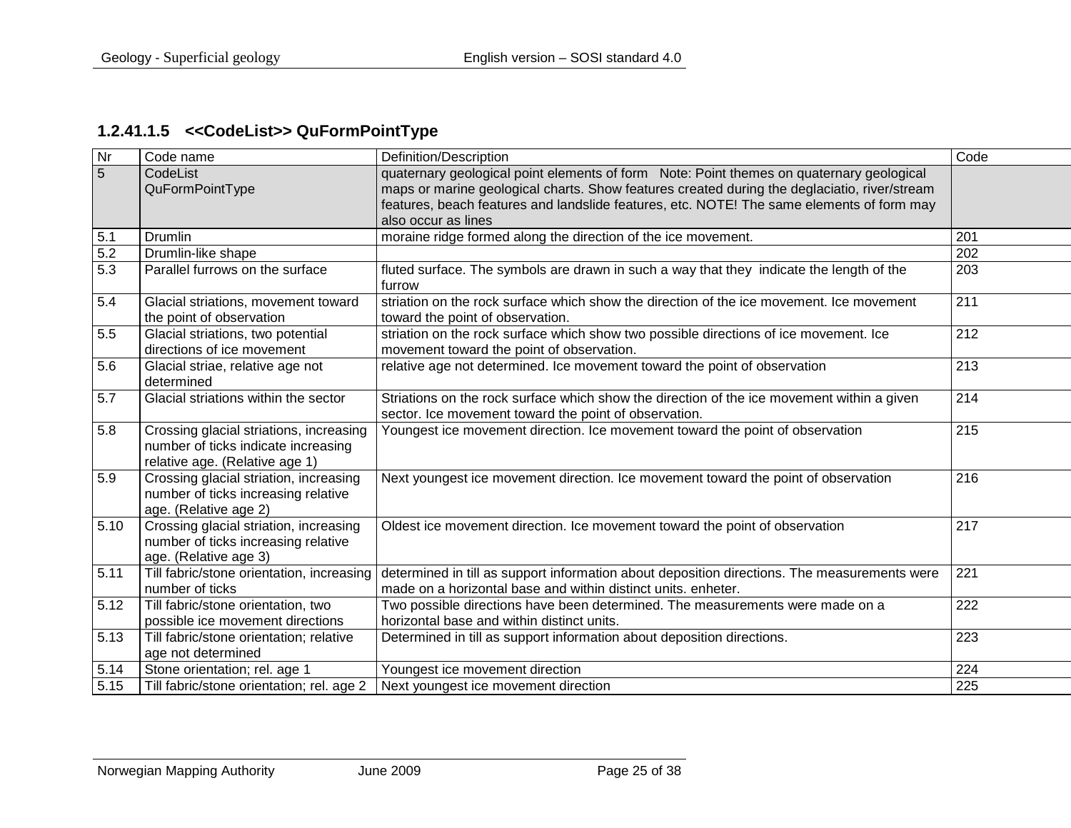#### 1.2.41.1.5 <<CodeList>> QuFormPointType

| Nr | Code name | Definition/Description | Code |
|---|---|---|---|
| 5 | CodeList QuFormPointType | quaternary geological point elements of form Note: Point themes on quaternary geological maps or marine geological charts. Show features created during the deglaciatio, river/stream features, beach features and landslide features, etc. NOTE! The same elements of form may also occur as lines | |
| 5.1 | Drumlin | moraine ridge formed along the direction of the ice movement. | 201 |
| 5.2 | Drumlin-like shape | | 202 |
| 5.3 | Parallel furrows on the surface | fluted surface. The symbols are drawn in such a way that they indicate the length of the furrow | 203 |
| 5.4 | Glacial striations, movement toward the point of observation | striation on the rock surface which show the direction of the ice movement. Ice movement toward the point of observation. | 211 |
| 5.5 | Glacial striations, two potential directions of ice movement | striation on the rock surface which show two possible directions of ice movement. Ice movement toward the point of observation. | 212 |
| 5.6 | Glacial striae, relative age not determined | relative age not determined. Ice movement toward the point of observation | 213 |
| 5.7 | Glacial striations within the sector | Striations on the rock surface which show the direction of the ice movement within a given sector. Ice movement toward the point of observation. | 214 |
| 5.8 | Crossing glacial striations, increasing number of ticks indicate increasing relative age. (Relative age 1) | Youngest ice movement direction. Ice movement toward the point of observation | 215 |
| 5.9 | Crossing glacial striation, increasing number of ticks increasing relative age. (Relative age 2) | Next youngest ice movement direction. Ice movement toward the point of observation | 216 |
| 5.10 | Crossing glacial striation, increasing number of ticks increasing relative age. (Relative age 3) | Oldest ice movement direction. Ice movement toward the point of observation | 217 |
| 5.11 | Till fabric/stone orientation, increasing number of ticks | determined in till as support information about deposition directions. The measurements were made on a horizontal base and within distinct units. enheter. | 221 |
| 5.12 | Till fabric/stone orientation, two possible ice movement directions | Two possible directions have been determined. The measurements were made on a horizontal base and within distinct units. | 222 |
| 5.13 | Till fabric/stone orientation; relative age not determined | Determined in till as support information about deposition directions. | 223 |
| 5.14 | Stone orientation; rel. age 1 | Youngest ice movement direction | 224 |
| 5.15 | Till fabric/stone orientation; rel. age 2 | Next youngest ice movement direction | 225 |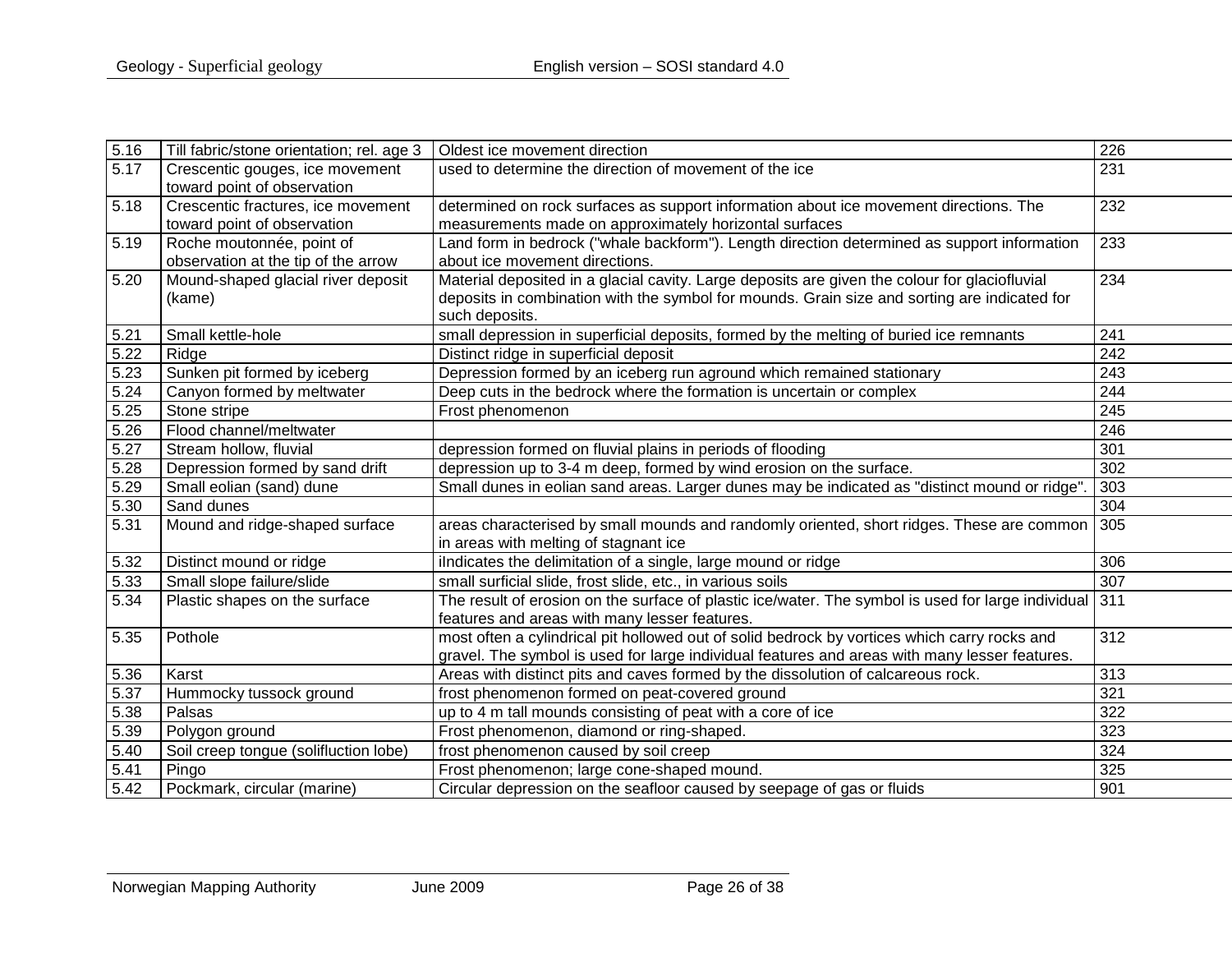| 5.16 | Till fabric/stone orientation; rel. age 3 | Oldest ice movement direction | 226 |
|---|---|---|---|
| 5.17 | Crescentic gouges, ice movement toward point of observation | used to determine the direction of movement of the ice | 231 |
| 5.18 | Crescentic fractures, ice movement toward point of observation | determined on rock surfaces as support information about ice movement directions. The measurements made on approximately horizontal surfaces | 232 |
| 5.19 | Roche moutonnée, point of observation at the tip of the arrow | Land form in bedrock ("whale backform"). Length direction determined as support information about ice movement directions. | 233 |
| 5.20 | Mound-shaped glacial river deposit (kame) | Material deposited in a glacial cavity. Large deposits are given the colour for glaciofluvial deposits in combination with the symbol for mounds. Grain size and sorting are indicated for such deposits. | 234 |
| 5.21 | Small kettle-hole | small depression in superficial deposits, formed by the melting of buried ice remnants | 241 |
| 5.22 | Ridge | Distinct ridge in superficial deposit | 242 |
| 5.23 | Sunken pit formed by iceberg | Depression formed by an iceberg run aground which remained stationary | 243 |
| 5.24 | Canyon formed by meltwater | Deep cuts in the bedrock where the formation is uncertain or complex | 244 |
| 5.25 | Stone stripe | Frost phenomenon | 245 |
| 5.26 | Flood channel/meltwater | | 246 |
| 5.27 | Stream hollow, fluvial | depression formed on fluvial plains in periods of flooding | 301 |
| 5.28 | Depression formed by sand drift | depression up to 3-4 m deep, formed by wind erosion on the surface. | 302 |
| 5.29 | Small eolian (sand) dune | Small dunes in eolian sand areas. Larger dunes may be indicated as "distinct mound or ridge". | 303 |
| 5.30 | Sand dunes | | 304 |
| 5.31 | Mound and ridge-shaped surface | areas characterised by small mounds and randomly oriented, short ridges. These are common in areas with melting of stagnant ice | 305 |
| 5.32 | Distinct mound or ridge | iIndicates the delimitation of a single, large mound or ridge | 306 |
| 5.33 | Small slope failure/slide | small surficial slide, frost slide, etc., in various soils | 307 |
| 5.34 | Plastic shapes on the surface | The result of erosion on the surface of plastic ice/water. The symbol is used for large individual features and areas with many lesser features. | 311 |
| 5.35 | Pothole | most often a cylindrical pit hollowed out of solid bedrock by vortices which carry rocks and gravel. The symbol is used for large individual features and areas with many lesser features. | 312 |
| 5.36 | Karst | Areas with distinct pits and caves formed by the dissolution of calcareous rock. | 313 |
| 5.37 | Hummocky tussock ground | frost phenomenon formed on peat-covered ground | 321 |
| 5.38 | Palsas | up to 4 m tall mounds consisting of peat with a core of ice | 322 |
| 5.39 | Polygon ground | Frost phenomenon, diamond or ring-shaped. | 323 |
| 5.40 | Soil creep tongue (solifluction lobe) | frost phenomenon caused by soil creep | 324 |
| 5.41 | Pingo | Frost phenomenon; large cone-shaped mound. | 325 |
| 5.42 | Pockmark, circular (marine) | Circular depression on the seafloor caused by seepage of gas or fluids | 901 |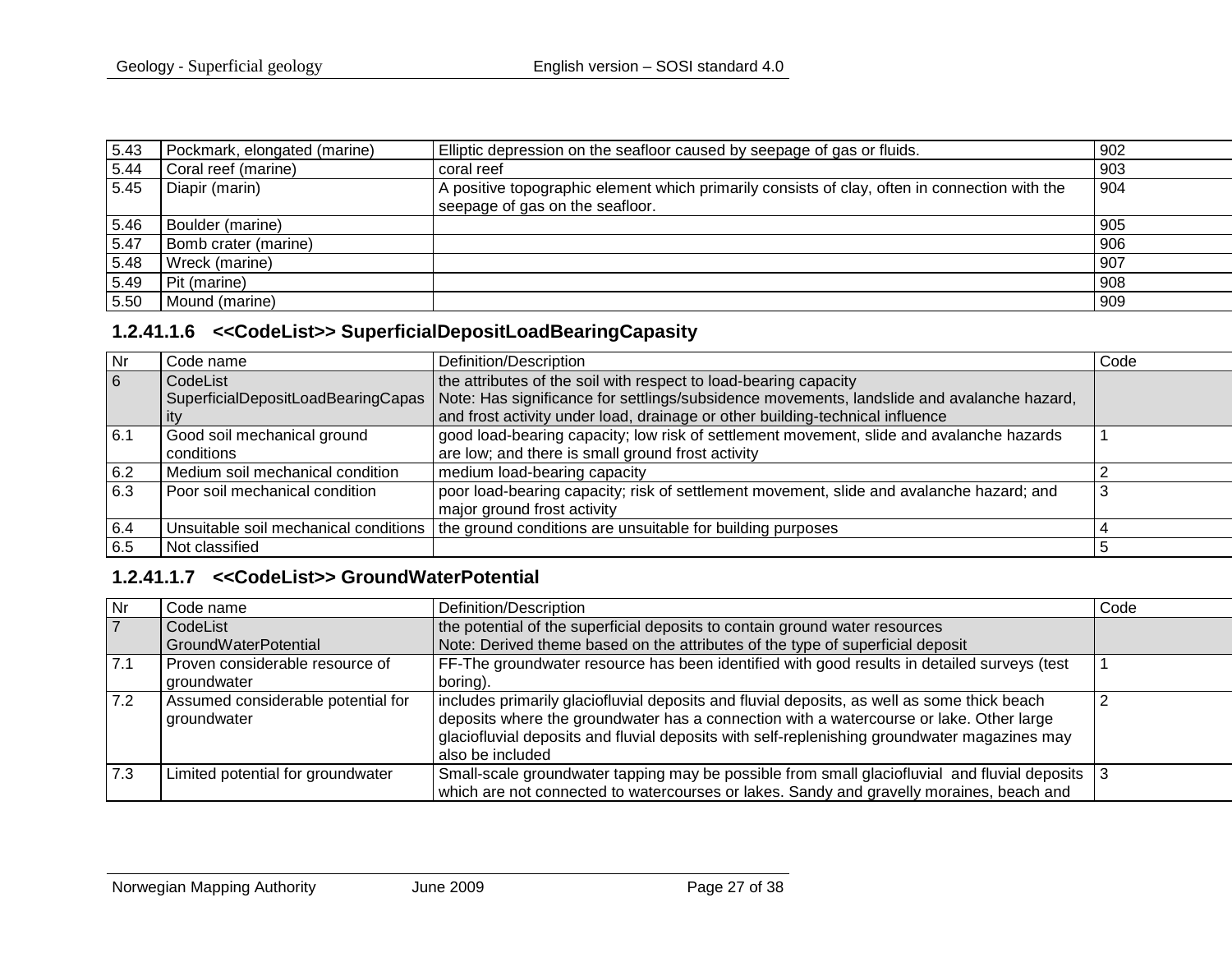| 5.43 | Pockmark, elongated (marine) | Elliptic depression on the seafloor caused by seepage of gas or fluids. | 902 |
|---|---|---|---|
| 5.44 | Coral reef (marine) | coral reef | 903 |
| 5.45 | Diapir (marin) | A positive topographic element which primarily consists of clay, often in connection with the seepage of gas on the seafloor. | 904 |
| 5.46 | Boulder (marine) | | 905 |
| 5.47 | Bomb crater (marine) | | 906 |
| 5.48 | Wreck (marine) | | 907 |
| 5.49 | Pit (marine) | | 908 |
| 5.50 | Mound (marine) | | 909 |

### 1.2.41.1.6 <<CodeList>> SuperficialDepositLoadBearingCapasity

| Nr | Code name | Definition/Description | Code |
|---|---|---|---|
| 6 | CodeList SuperficialDepositLoadBearingCapasity | the attributes of the soil with respect to load-bearing capacity Note: Has significance for settlings/subsidence movements, landslide and avalanche hazard, and frost activity under load, drainage or other building-technical influence | |
| 6.1 | Good soil mechanical ground conditions | good load-bearing capacity; low risk of settlement movement, slide and avalanche hazards are low; and there is small ground frost activity | 1 |
| 6.2 | Medium soil mechanical condition | medium load-bearing capacity | 2 |
| 6.3 | Poor soil mechanical condition | poor load-bearing capacity; risk of settlement movement, slide and avalanche hazard; and major ground frost activity | 3 |
| 6.4 | Unsuitable soil mechanical conditions | the ground conditions are unsuitable for building purposes | 4 |
| 6.5 | Not classified | | 5 |

### 1.2.41.1.7 <<CodeList>> GroundWaterPotential

| Nr | Code name | Definition/Description | Code |
|---|---|---|---|
| 7 | CodeList GroundWaterPotential | the potential of the superficial deposits to contain ground water resources Note: Derived theme based on the attributes of the type of superficial deposit | |
| 7.1 | Proven considerable resource of groundwater | FF-The groundwater resource has been identified with good results in detailed surveys (test boring). | 1 |
| 7.2 | Assumed considerable potential for groundwater | includes primarily glaciofluvial deposits and fluvial deposits, as well as some thick beach deposits where the groundwater has a connection with a watercourse or lake. Other large glaciofluvial deposits and fluvial deposits with self-replenishing groundwater magazines may also be included | 2 |
| 7.3 | Limited potential for groundwater | Small-scale groundwater tapping may be possible from small glaciofluvial and fluvial deposits which are not connected to watercourses or lakes. Sandy and gravelly moraines, beach and | 3 |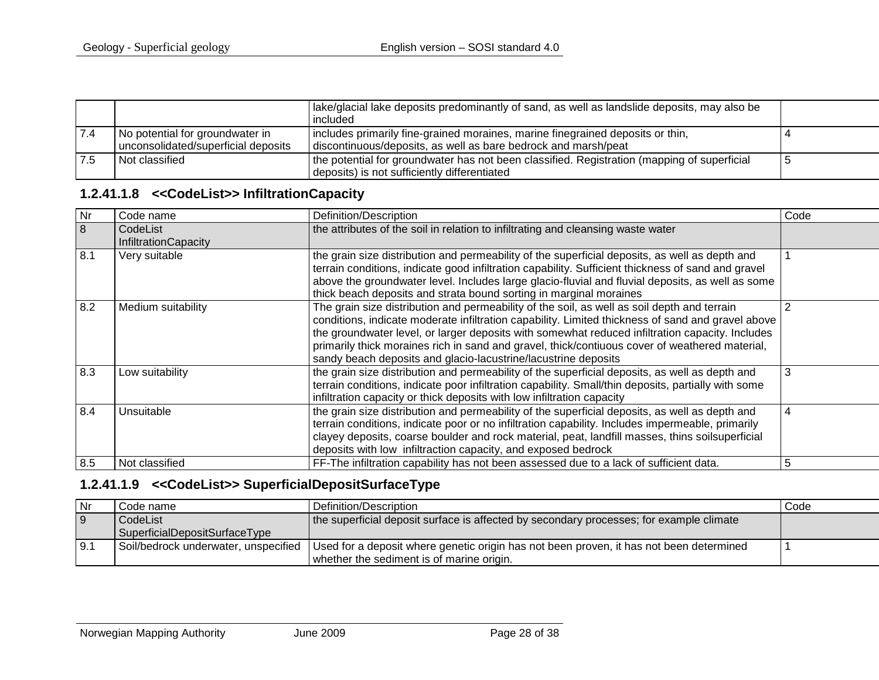| | | lake/glacial lake deposits predominantly of sand, as well as landslide deposits, may also be included | |
|---|---|---|---|
| 7.4 | No potential for groundwater in unconsolidated/superficial deposits | includes primarily fine-grained moraines, marine finegrained deposits or thin, discontinuous/deposits, as well as bare bedrock and marsh/peat | 4 |
| 7.5 | Not classified | the potential for groundwater has not been classified. Registration (mapping of superficial deposits) is not sufficiently differentiated | 5 |

### 1.2.41.1.8 <<CodeList>> InfiltrationCapacity

| Nr | Code name | Definition/Description | Code |
|---|---|---|---|
| 8 | CodeList InfiltrationCapacity | the attributes of the soil in relation to infiltrating and cleansing waste water | |
| 8.1 | Very suitable | the grain size distribution and permeability of the superficial deposits, as well as depth and terrain conditions, indicate good infiltration capability. Sufficient thickness of sand and gravel above the groundwater level. Includes large glacio-fluvial and fluvial deposits, as well as some thick beach deposits and strata bound sorting in marginal moraines | 1 |
| 8.2 | Medium suitability | The grain size distribution and permeability of the soil, as well as soil depth and terrain conditions, indicate moderate infiltration capability. Limited thickness of sand and gravel above the groundwater level, or larger deposits with somewhat reduced infiltration capacity. Includes primarily thick moraines rich in sand and gravel, thick/contiuous cover of weathered material, sandy beach deposits and glacio-lacustrine/lacustrine deposits | 2 |
| 8.3 | Low suitability | the grain size distribution and permeability of the superficial deposits, as well as depth and terrain conditions, indicate poor infiltration capability. Small/thin deposits, partially with some infiltration capacity or thick deposits with low infiltration capacity | 3 |
| 8.4 | Unsuitable | the grain size distribution and permeability of the superficial deposits, as well as depth and terrain conditions, indicate poor or no infiltration capability. Includes impermeable, primarily clayey deposits, coarse boulder and rock material, peat, landfill masses, thins soilsuperficial deposits with low infiltraction capacity, and exposed bedrock | 4 |
| 8.5 | Not classified | FF-The infiltration capability has not been assessed due to a lack of sufficient data. | 5 |

### 1.2.41.1.9 <<CodeList>> SuperficialDepositSurfaceType

| Nr | Code name | Definition/Description | Code |
|---|---|---|---|
| 9 | CodeList SuperficialDepositSurfaceType | the superficial deposit surface is affected by secondary processes; for example climate | |
| 9.1 | Soil/bedrock underwater, unspecified | Used for a deposit where genetic origin has not been proven, it has not been determined whether the sediment is of marine origin. | 1 |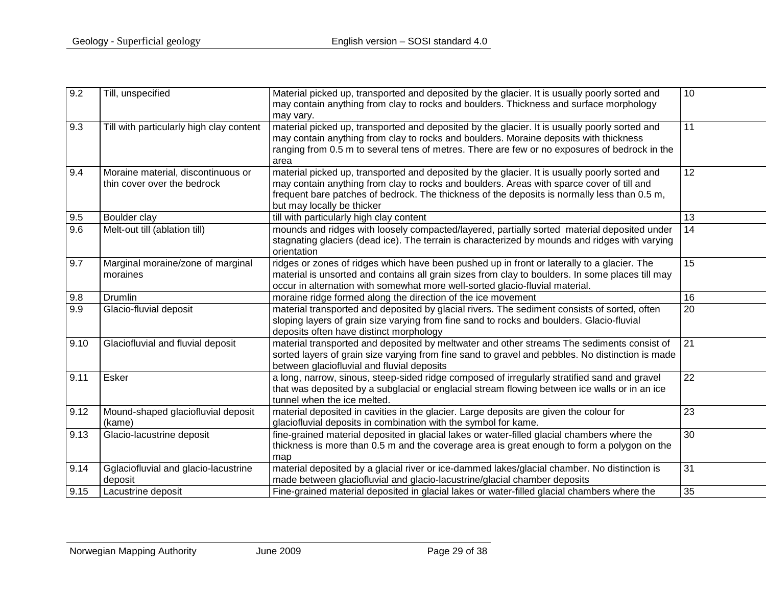| 9.2 | Till, unspecified | Material picked up, transported and deposited by the glacier. It is usually poorly sorted and may contain anything from clay to rocks and boulders. Thickness and surface morphology may vary. | 10 |
|---|---|---|---|
| 9.3 | Till with particularly high clay content | material picked up, transported and deposited by the glacier. It is usually poorly sorted and may contain anything from clay to rocks and boulders. Moraine deposits with thickness ranging from 0.5 m to several tens of metres. There are few or no exposures of bedrock in the area | 11 |
| 9.4 | Moraine material, discontinuous or thin cover over the bedrock | material picked up, transported and deposited by the glacier. It is usually poorly sorted and may contain anything from clay to rocks and boulders. Areas with sparce cover of till and frequent bare patches of bedrock. The thickness of the deposits is normally less than 0.5 m, but may locally be thicker | 12 |
| 9.5 | Boulder clay | till with particularly high clay content | 13 |
| 9.6 | Melt-out till (ablation till) | mounds and ridges with loosely compacted/layered, partially sorted material deposited under stagnating glaciers (dead ice). The terrain is characterized by mounds and ridges with varying orientation | 14 |
| 9.7 | Marginal moraine/zone of marginal moraines | ridges or zones of ridges which have been pushed up in front or laterally to a glacier. The material is unsorted and contains all grain sizes from clay to boulders. In some places till may occur in alternation with somewhat more well-sorted glacio-fluvial material. | 15 |
| 9.8 | Drumlin | moraine ridge formed along the direction of the ice movement | 16 |
| 9.9 | Glacio-fluvial deposit | material transported and deposited by glacial rivers. The sediment consists of sorted, often sloping layers of grain size varying from fine sand to rocks and boulders. Glacio-fluvial deposits often have distinct morphology | 20 |
| 9.10 | Glaciofluvial and fluvial deposit | material transported and deposited by meltwater and other streams The sediments consist of sorted layers of grain size varying from fine sand to gravel and pebbles. No distinction is made between glaciofluvial and fluvial deposits | 21 |
| 9.11 | Esker | a long, narrow, sinous, steep-sided ridge composed of irregularly stratified sand and gravel that was deposited by a subglacial or englacial stream flowing between ice walls or in an ice tunnel when the ice melted. | 22 |
| 9.12 | Mound-shaped glaciofluvial deposit (kame) | material deposited in cavities in the glacier. Large deposits are given the colour for glaciofluvial deposits in combination with the symbol for kame. | 23 |
| 9.13 | Glacio-lacustrine deposit | fine-grained material deposited in glacial lakes or water-filled glacial chambers where the thickness is more than 0.5 m and the coverage area is great enough to form a polygon on the map | 30 |
| 9.14 | Gglaciofluvial and glacio-lacustrine deposit | material deposited by a glacial river or ice-dammed lakes/glacial chamber. No distinction is made between glaciofluvial and glacio-lacustrine/glacial chamber deposits | 31 |
| 9.15 | Lacustrine deposit | Fine-grained material deposited in glacial lakes or water-filled glacial chambers where the | 35 |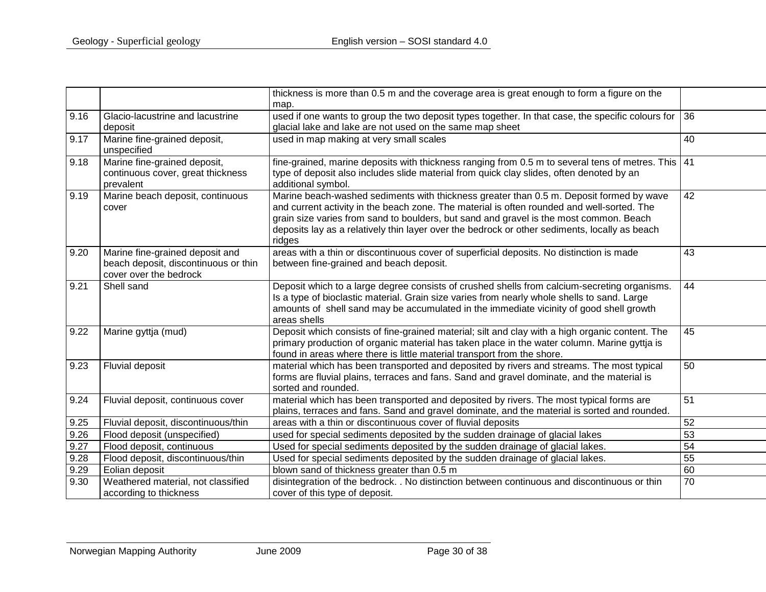| | | | |
|---|---|---|---|
| | | thickness is more than 0.5 m and the coverage area is great enough to form a figure on the map. | |
| 9.16 | Glacio-lacustrine and lacustrine deposit | used if one wants to group the two deposit types together. In that case, the specific colours for glacial lake and lake are not used on the same map sheet | 36 |
| 9.17 | Marine fine-grained deposit, unspecified | used in map making at very small scales | 40 |
| 9.18 | Marine fine-grained deposit, continuous cover, great thickness prevalent | fine-grained, marine deposits with thickness ranging from 0.5 m to several tens of metres. This type of deposit also includes slide material from quick clay slides, often denoted by an additional symbol. | 41 |
| 9.19 | Marine beach deposit, continuous cover | Marine beach-washed sediments with thickness greater than 0.5 m. Deposit formed by wave and current activity in the beach zone. The material is often rounded and well-sorted. The grain size varies from sand to boulders, but sand and gravel is the most common. Beach deposits lay as a relatively thin layer over the bedrock or other sediments, locally as beach ridges | 42 |
| 9.20 | Marine fine-grained deposit and beach deposit, discontinuous or thin cover over the bedrock | areas with a thin or discontinuous cover of superficial deposits. No distinction is made between fine-grained and beach deposit. | 43 |
| 9.21 | Shell sand | Deposit which to a large degree consists of crushed shells from calcium-secreting organisms. Is a type of bioclastic material. Grain size varies from nearly whole shells to sand. Large amounts of shell sand may be accumulated in the immediate vicinity of good shell growth areas shells | 44 |
| 9.22 | Marine gyttja (mud) | Deposit which consists of fine-grained material; silt and clay with a high organic content. The primary production of organic material has taken place in the water column. Marine gyttja is found in areas where there is little material transport from the shore. | 45 |
| 9.23 | Fluvial deposit | material which has been transported and deposited by rivers and streams. The most typical forms are fluvial plains, terraces and fans. Sand and gravel dominate, and the material is sorted and rounded. | 50 |
| 9.24 | Fluvial deposit, continuous cover | material which has been transported and deposited by rivers. The most typical forms are plains, terraces and fans. Sand and gravel dominate, and the material is sorted and rounded. | 51 |
| 9.25 | Fluvial deposit, discontinuous/thin | areas with a thin or discontinuous cover of fluvial deposits | 52 |
| 9.26 | Flood deposit (unspecified) | used for special sediments deposited by the sudden drainage of glacial lakes | 53 |
| 9.27 | Flood deposit, continuous | Used for special sediments deposited by the sudden drainage of glacial lakes. | 54 |
| 9.28 | Flood deposit, discontinuous/thin | Used for special sediments deposited by the sudden drainage of glacial lakes. | 55 |
| 9.29 | Eolian deposit | blown sand of thickness greater than 0.5 m | 60 |
| 9.30 | Weathered material, not classified according to thickness | disintegration of the bedrock. . No distinction between continuous and discontinuous or thin cover of this type of deposit. | 70 |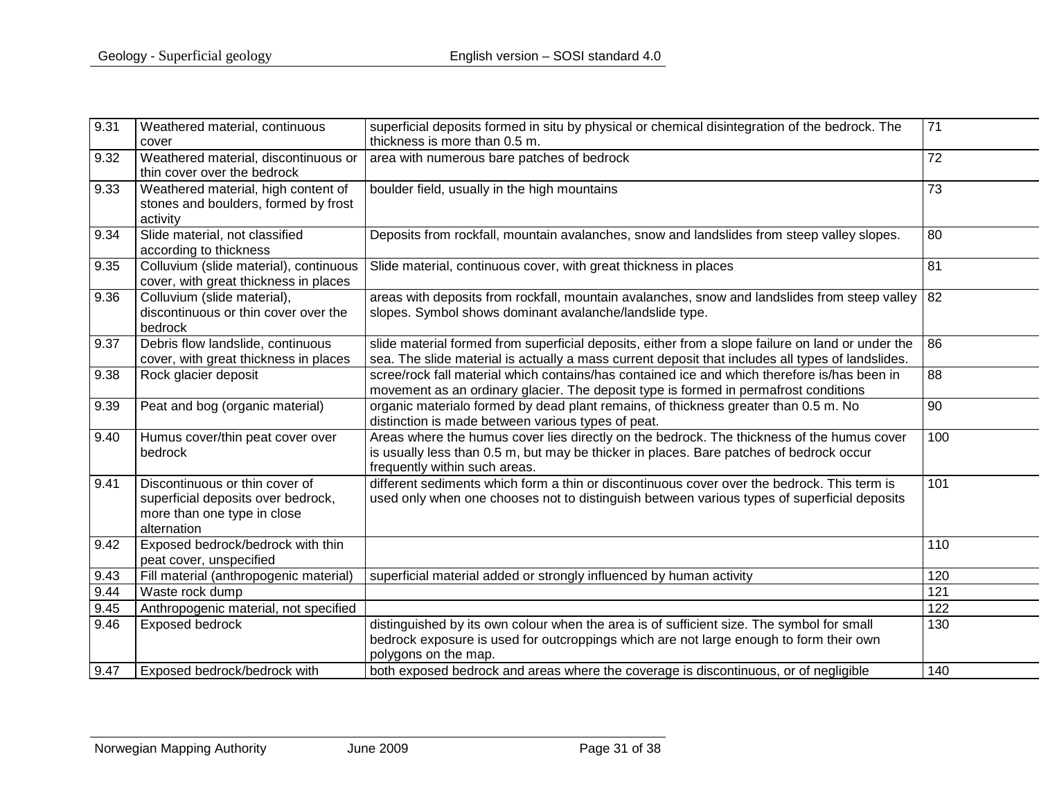| 9.31 | Weathered material, continuous cover | superficial deposits formed in situ by physical or chemical disintegration of the bedrock. The thickness is more than 0.5 m. | 71 |
|---|---|---|---|
| 9.32 | Weathered material, discontinuous or thin cover over the bedrock | area with numerous bare patches of bedrock | 72 |
| 9.33 | Weathered material, high content of stones and boulders, formed by frost activity | boulder field, usually in the high mountains | 73 |
| 9.34 | Slide material, not classified according to thickness | Deposits from rockfall, mountain avalanches, snow and landslides from steep valley slopes. | 80 |
| 9.35 | Colluvium (slide material), continuous cover, with great thickness in places | Slide material, continuous cover, with great thickness in places | 81 |
| 9.36 | Colluvium (slide material), discontinuous or thin cover over the bedrock | areas with deposits from rockfall, mountain avalanches, snow and landslides from steep valley slopes. Symbol shows dominant avalanche/landslide type. | 82 |
| 9.37 | Debris flow landslide, continuous cover, with great thickness in places | slide material formed from superficial deposits, either from a slope failure on land or under the sea. The slide material is actually a mass current deposit that includes all types of landslides. | 86 |
| 9.38 | Rock glacier deposit | scree/rock fall material which contains/has contained ice and which therefore is/has been in movement as an ordinary glacier. The deposit type is formed in permafrost conditions | 88 |
| 9.39 | Peat and bog (organic material) | organic materialo formed by dead plant remains, of thickness greater than 0.5 m. No distinction is made between various types of peat. | 90 |
| 9.40 | Humus cover/thin peat cover over bedrock | Areas where the humus cover lies directly on the bedrock. The thickness of the humus cover is usually less than 0.5 m, but may be thicker in places. Bare patches of bedrock occur frequently within such areas. | 100 |
| 9.41 | Discontinuous or thin cover of superficial deposits over bedrock, more than one type in close alternation | different sediments which form a thin or discontinuous cover over the bedrock. This term is used only when one chooses not to distinguish between various types of superficial deposits | 101 |
| 9.42 | Exposed bedrock/bedrock with thin peat cover, unspecified | | 110 |
| 9.43 | Fill material (anthropogenic material) | superficial material added or strongly influenced by human activity | 120 |
| 9.44 | Waste rock dump | | 121 |
| 9.45 | Anthropogenic material, not specified | | 122 |
| 9.46 | Exposed bedrock | distinguished by its own colour when the area is of sufficient size. The symbol for small bedrock exposure is used for outcroppings which are not large enough to form their own polygons on the map. | 130 |
| 9.47 | Exposed bedrock/bedrock with | both exposed bedrock and areas where the coverage is discontinuous, or of negligible | 140 |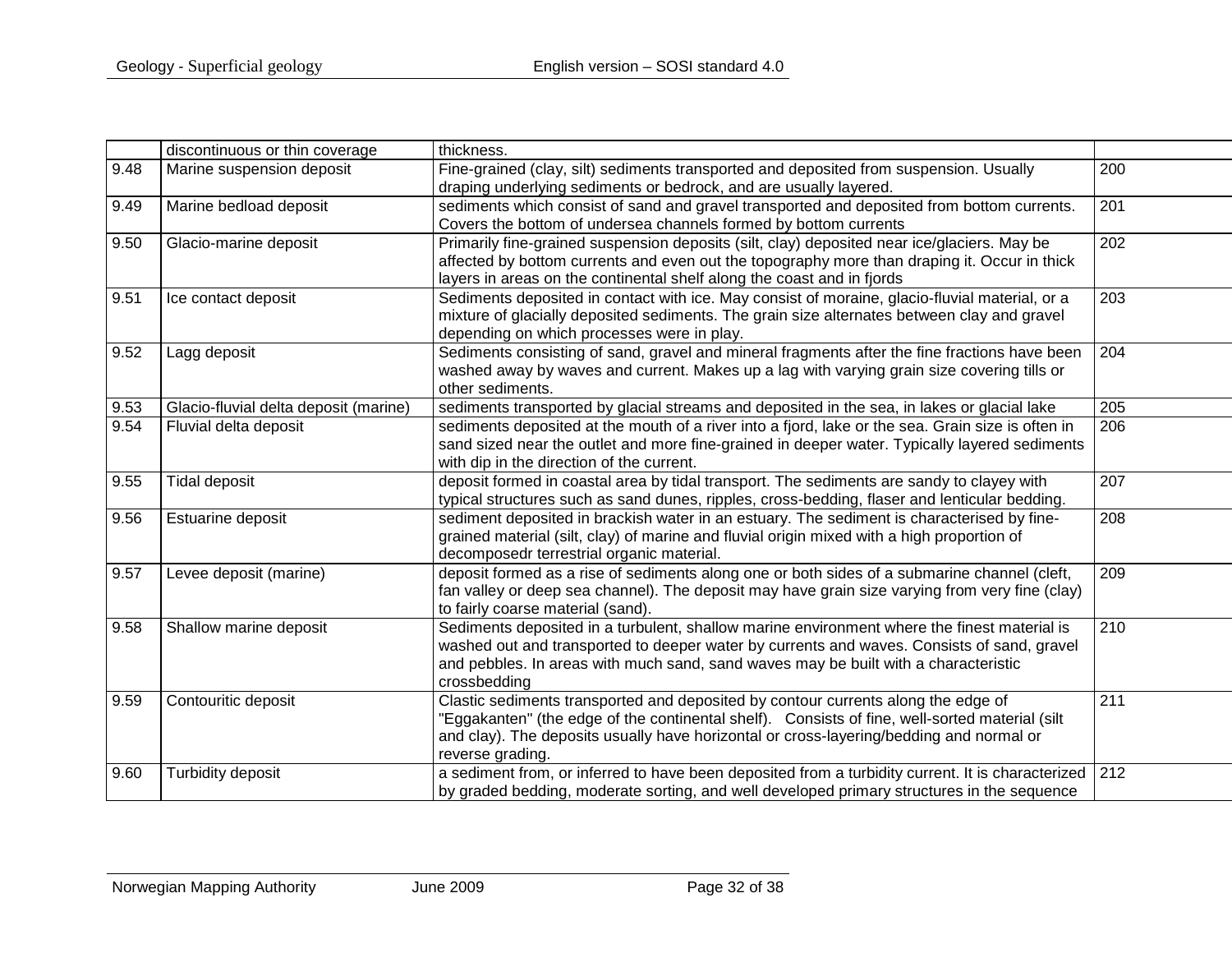| | | | |
|---|---|---|---|
| | discontinuous or thin coverage | thickness. | |
| 9.48 | Marine suspension deposit | Fine-grained (clay, silt) sediments transported and deposited from suspension. Usually draping underlying sediments or bedrock, and are usually layered. | 200 |
| 9.49 | Marine bedload deposit | sediments which consist of sand and gravel transported and deposited from bottom currents. Covers the bottom of undersea channels formed by bottom currents | 201 |
| 9.50 | Glacio-marine deposit | Primarily fine-grained suspension deposits (silt, clay) deposited near ice/glaciers. May be affected by bottom currents and even out the topography more than draping it. Occur in thick layers in areas on the continental shelf along the coast and in fjords | 202 |
| 9.51 | Ice contact deposit | Sediments deposited in contact with ice. May consist of moraine, glacio-fluvial material, or a mixture of glacially deposited sediments. The grain size alternates between clay and gravel depending on which processes were in play. | 203 |
| 9.52 | Lagg deposit | Sediments consisting of sand, gravel and mineral fragments after the fine fractions have been washed away by waves and current. Makes up a lag with varying grain size covering tills or other sediments. | 204 |
| 9.53 | Glacio-fluvial delta deposit (marine) | sediments transported by glacial streams and deposited in the sea, in lakes or glacial lake | 205 |
| 9.54 | Fluvial delta deposit | sediments deposited at the mouth of a river into a fjord, lake or the sea. Grain size is often in sand sized near the outlet and more fine-grained in deeper water. Typically layered sediments with dip in the direction of the current. | 206 |
| 9.55 | Tidal deposit | deposit formed in coastal area by tidal transport. The sediments are sandy to clayey with typical structures such as sand dunes, ripples, cross-bedding, flaser and lenticular bedding. | 207 |
| 9.56 | Estuarine deposit | sediment deposited in brackish water in an estuary. The sediment is characterised by fine-grained material (silt, clay) of marine and fluvial origin mixed with a high proportion of decomposedr terrestrial organic material. | 208 |
| 9.57 | Levee deposit (marine) | deposit formed as a rise of sediments along one or both sides of a submarine channel (cleft, fan valley or deep sea channel). The deposit may have grain size varying from very fine (clay) to fairly coarse material (sand). | 209 |
| 9.58 | Shallow marine deposit | Sediments deposited in a turbulent, shallow marine environment where the finest material is washed out and transported to deeper water by currents and waves. Consists of sand, gravel and pebbles. In areas with much sand, sand waves may be built with a characteristic crossbedding | 210 |
| 9.59 | Contouritic deposit | Clastic sediments transported and deposited by contour currents along the edge of "Eggakanten" (the edge of the continental shelf). Consists of fine, well-sorted material (silt and clay). The deposits usually have horizontal or cross-layering/bedding and normal or reverse grading. | 211 |
| 9.60 | Turbidity deposit | a sediment from, or inferred to have been deposited from a turbidity current. It is characterized by graded bedding, moderate sorting, and well developed primary structures in the sequence | 212 |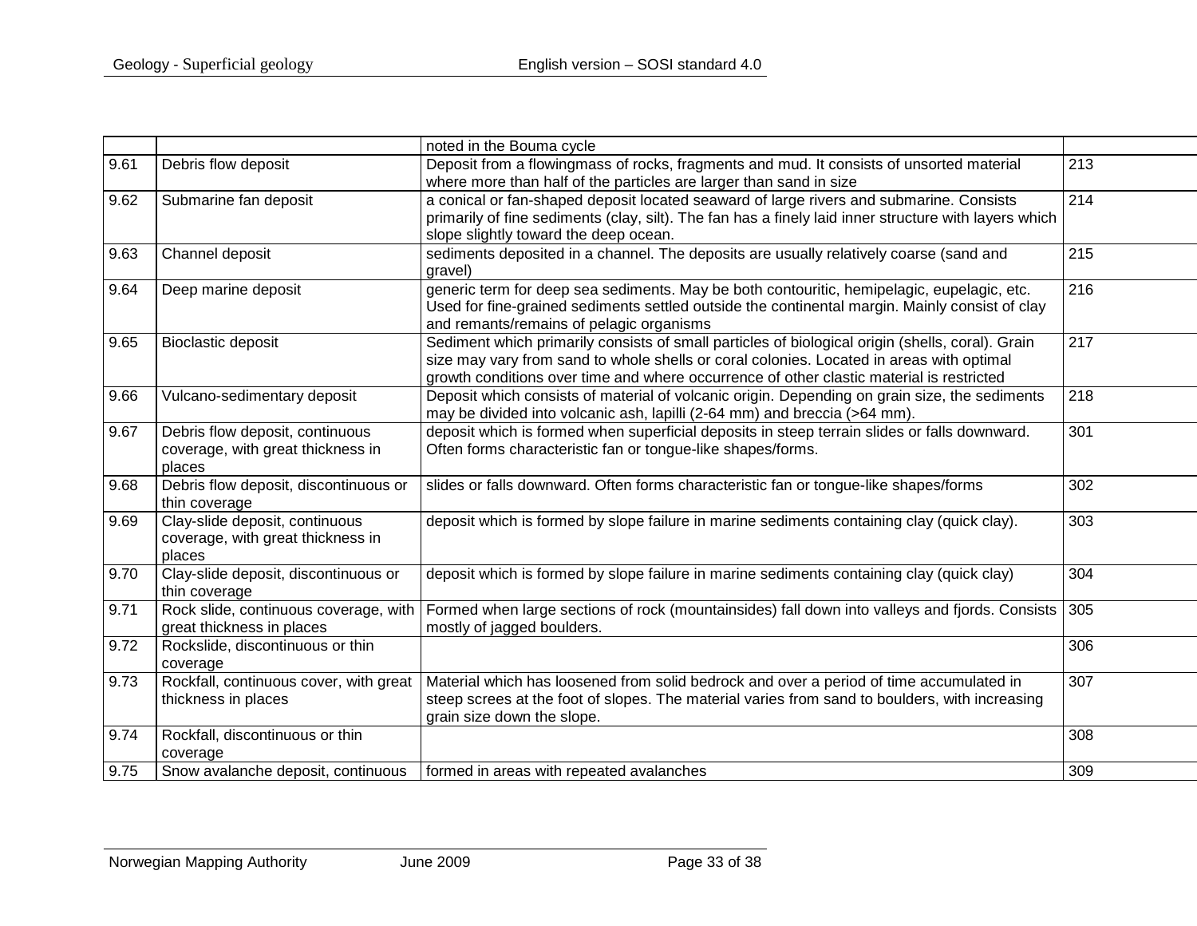| | | | |
|---|---|---|---|
| | | noted in the Bouma cycle | |
| 9.61 | Debris flow deposit | Deposit from a flowingmass of rocks, fragments and mud. It consists of unsorted material where more than half of the particles are larger than sand in size | 213 |
| 9.62 | Submarine fan deposit | a conical or fan-shaped deposit located seaward of large rivers and submarine. Consists primarily of fine sediments (clay, silt). The fan has a finely laid inner structure with layers which slope slightly toward the deep ocean. | 214 |
| 9.63 | Channel deposit | sediments deposited in a channel. The deposits are usually relatively coarse (sand and gravel) | 215 |
| 9.64 | Deep marine deposit | generic term for deep sea sediments. May be both contouritic, hemipelagic, eupelagic, etc. Used for fine-grained sediments settled outside the continental margin. Mainly consist of clay and remants/remains of pelagic organisms | 216 |
| 9.65 | Bioclastic deposit | Sediment which primarily consists of small particles of biological origin (shells, coral). Grain size may vary from sand to whole shells or coral colonies. Located in areas with optimal growth conditions over time and where occurrence of other clastic material is restricted | 217 |
| 9.66 | Vulcano-sedimentary deposit | Deposit which consists of material of volcanic origin. Depending on grain size, the sediments may be divided into volcanic ash, lapilli (2-64 mm) and breccia (>64 mm). | 218 |
| 9.67 | Debris flow deposit, continuous coverage, with great thickness in places | deposit which is formed when superficial deposits in steep terrain slides or falls downward. Often forms characteristic fan or tongue-like shapes/forms. | 301 |
| 9.68 | Debris flow deposit, discontinuous or thin coverage | slides or falls downward. Often forms characteristic fan or tongue-like shapes/forms | 302 |
| 9.69 | Clay-slide deposit, continuous coverage, with great thickness in places | deposit which is formed by slope failure in marine sediments containing clay (quick clay). | 303 |
| 9.70 | Clay-slide deposit, discontinuous or thin coverage | deposit which is formed by slope failure in marine sediments containing clay (quick clay) | 304 |
| 9.71 | Rock slide, continuous coverage, with great thickness in places | Formed when large sections of rock (mountainsides) fall down into valleys and fjords. Consists mostly of jagged boulders. | 305 |
| 9.72 | Rockslide, discontinuous or thin coverage | | 306 |
| 9.73 | Rockfall, continuous cover, with great thickness in places | Material which has loosened from solid bedrock and over a period of time accumulated in steep screes at the foot of slopes. The material varies from sand to boulders, with increasing grain size down the slope. | 307 |
| 9.74 | Rockfall, discontinuous or thin coverage | | 308 |
| 9.75 | Snow avalanche deposit, continuous | formed in areas with repeated avalanches | 309 |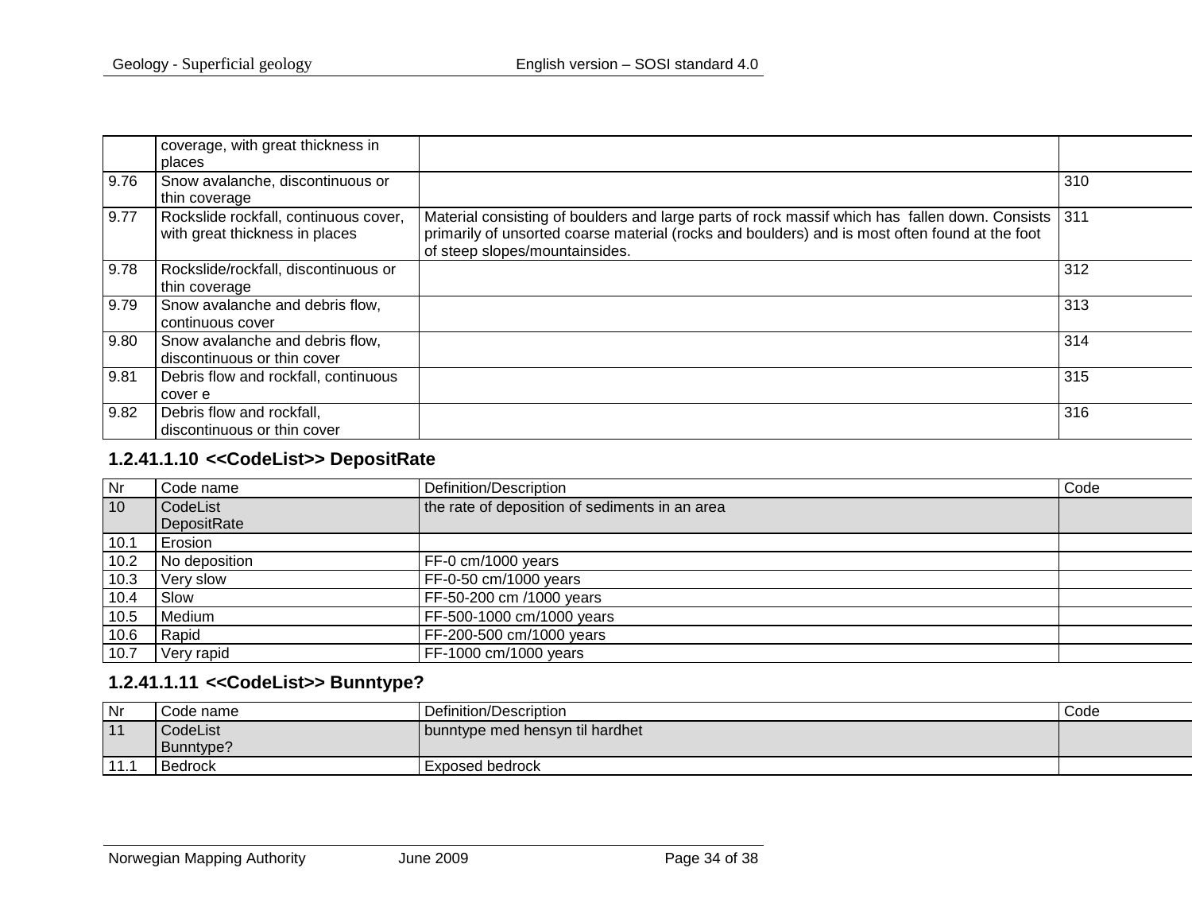|  | coverage, with great thickness in places |  |  |
|---|---|---|---|
| 9.76 | Snow avalanche, discontinuous or thin coverage |  | 310 |
| 9.77 | Rockslide rockfall, continuous cover, with great thickness in places | Material consisting of boulders and large parts of rock massif which has  fallen down. Consists primarily of unsorted coarse material (rocks and boulders) and is most often found at the foot of steep slopes/mountainsides. | 311 |
| 9.78 | Rockslide/rockfall, discontinuous or thin coverage |  | 312 |
| 9.79 | Snow avalanche and debris flow, continuous cover |  | 313 |
| 9.80 | Snow avalanche and debris flow, discontinuous or thin cover |  | 314 |
| 9.81 | Debris flow and rockfall, continuous cover e |  | 315 |
| 9.82 | Debris flow and rockfall, discontinuous or thin cover |  | 316 |

### 1.2.41.1.10 <<CodeList>> DepositRate

| Nr | Code name | Definition/Description | Code |
|---|---|---|---|
| 10 | CodeList DepositRate | the rate of deposition of sediments in an area |  |
| 10.1 | Erosion |  |  |
| 10.2 | No deposition | FF-0 cm/1000 years |  |
| 10.3 | Very slow | FF-0-50 cm/1000 years |  |
| 10.4 | Slow | FF-50-200 cm /1000 years |  |
| 10.5 | Medium | FF-500-1000 cm/1000 years |  |
| 10.6 | Rapid | FF-200-500 cm/1000 years |  |
| 10.7 | Very rapid | FF-1000 cm/1000 years |  |

### 1.2.41.1.11 <<CodeList>> Bunntype?

| Nr | Code name | Definition/Description | Code |
|---|---|---|---|
| 11 | CodeList Bunntype? | bunntype med hensyn til hardhet |  |
| 11.1 | Bedrock | Exposed bedrock |  |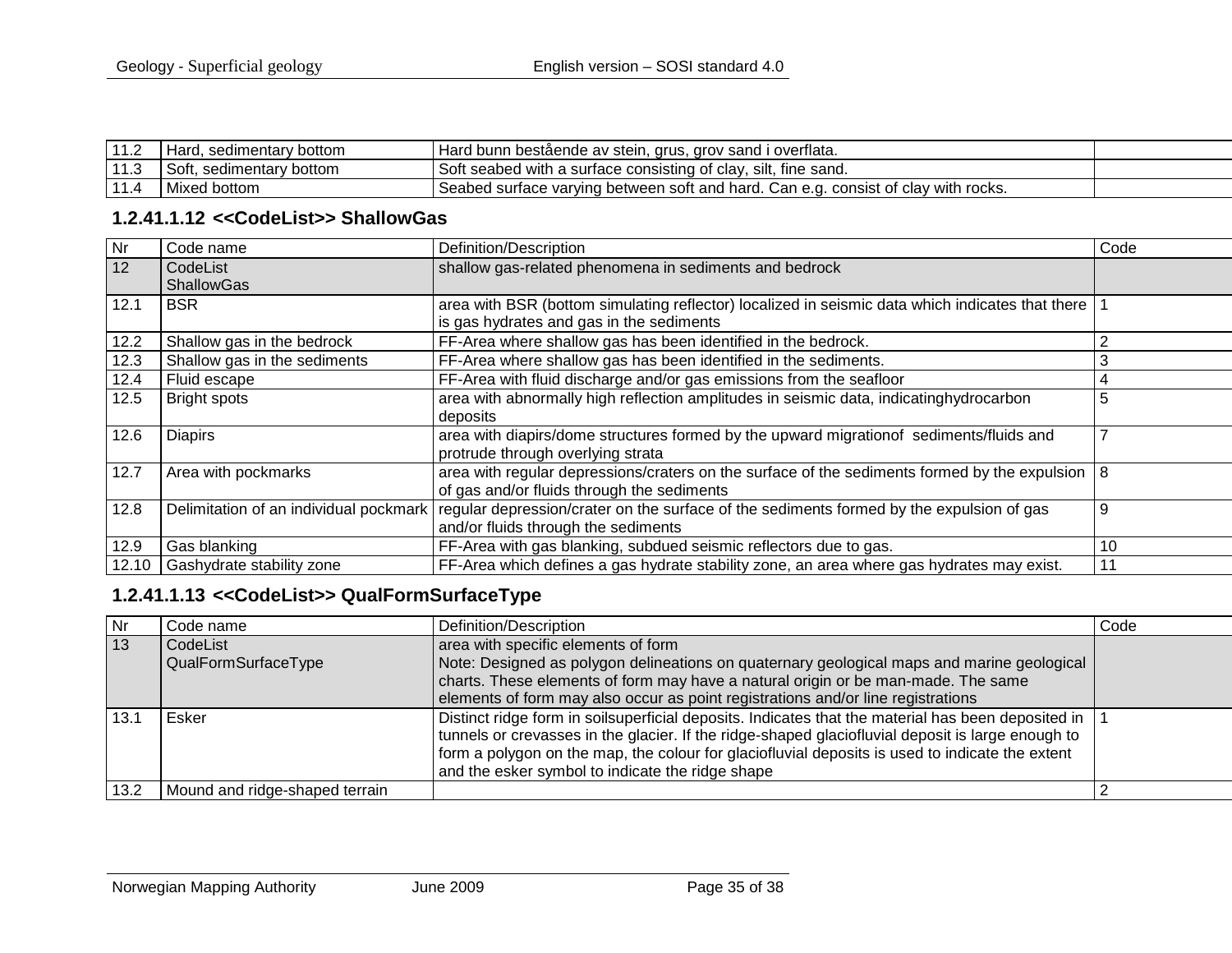| 11.2 | Hard, sedimentary bottom | Hard bunn bestående av stein, grus, grov sand i overflata. | |
|---|---|---|---|
| 11.3 | Soft, sedimentary bottom | Soft seabed with a surface consisting of clay, silt, fine sand. | |
| 11.4 | Mixed bottom | Seabed surface varying between soft and hard. Can e.g. consist of clay with rocks. | |

### 1.2.41.1.12 <<CodeList>> ShallowGas

| Nr | Code name | Definition/Description | Code |
|---|---|---|---|
| 12 | CodeList ShallowGas | shallow gas-related phenomena in sediments and bedrock | |
| 12.1 | BSR | area with BSR (bottom simulating reflector) localized in seismic data which indicates that there is gas hydrates and gas in the sediments | 1 |
| 12.2 | Shallow gas in the bedrock | FF-Area where shallow gas has been identified in the bedrock. | 2 |
| 12.3 | Shallow gas in the sediments | FF-Area where shallow gas has been identified in the sediments. | 3 |
| 12.4 | Fluid escape | FF-Area with fluid discharge and/or gas emissions from the seafloor | 4 |
| 12.5 | Bright spots | area with abnormally high reflection amplitudes in seismic data, indicatinghydrocarbon deposits | 5 |
| 12.6 | Diapirs | area with diapirs/dome structures formed by the upward migrationof sediments/fluids and protrude through overlying strata | 7 |
| 12.7 | Area with pockmarks | area with regular depressions/craters on the surface of the sediments formed by the expulsion of gas and/or fluids through the sediments | 8 |
| 12.8 | Delimitation of an individual pockmark | regular depression/crater on the surface of the sediments formed by the expulsion of gas and/or fluids through the sediments | 9 |
| 12.9 | Gas blanking | FF-Area with gas blanking, subdued seismic reflectors due to gas. | 10 |
| 12.10 | Gashydrate stability zone | FF-Area which defines a gas hydrate stability zone, an area where gas hydrates may exist. | 11 |

### 1.2.41.1.13 <<CodeList>> QualFormSurfaceType

| Nr | Code name | Definition/Description | Code |
|---|---|---|---|
| 13 | CodeList QualFormSurfaceType | area with specific elements of form<br>Note: Designed as polygon delineations on quaternary geological maps and marine geological charts. These elements of form may have a natural origin or be man-made. The same elements of form may also occur as point registrations and/or line registrations | |
| 13.1 | Esker | Distinct ridge form in soilsuperficial deposits. Indicates that the material has been deposited in tunnels or crevasses in the glacier. If the ridge-shaped glaciofluvial deposit is large enough to form a polygon on the map, the colour for glaciofluvial deposits is used to indicate the extent and the esker symbol to indicate the ridge shape | 1 |
| 13.2 | Mound and ridge-shaped terrain | | 2 |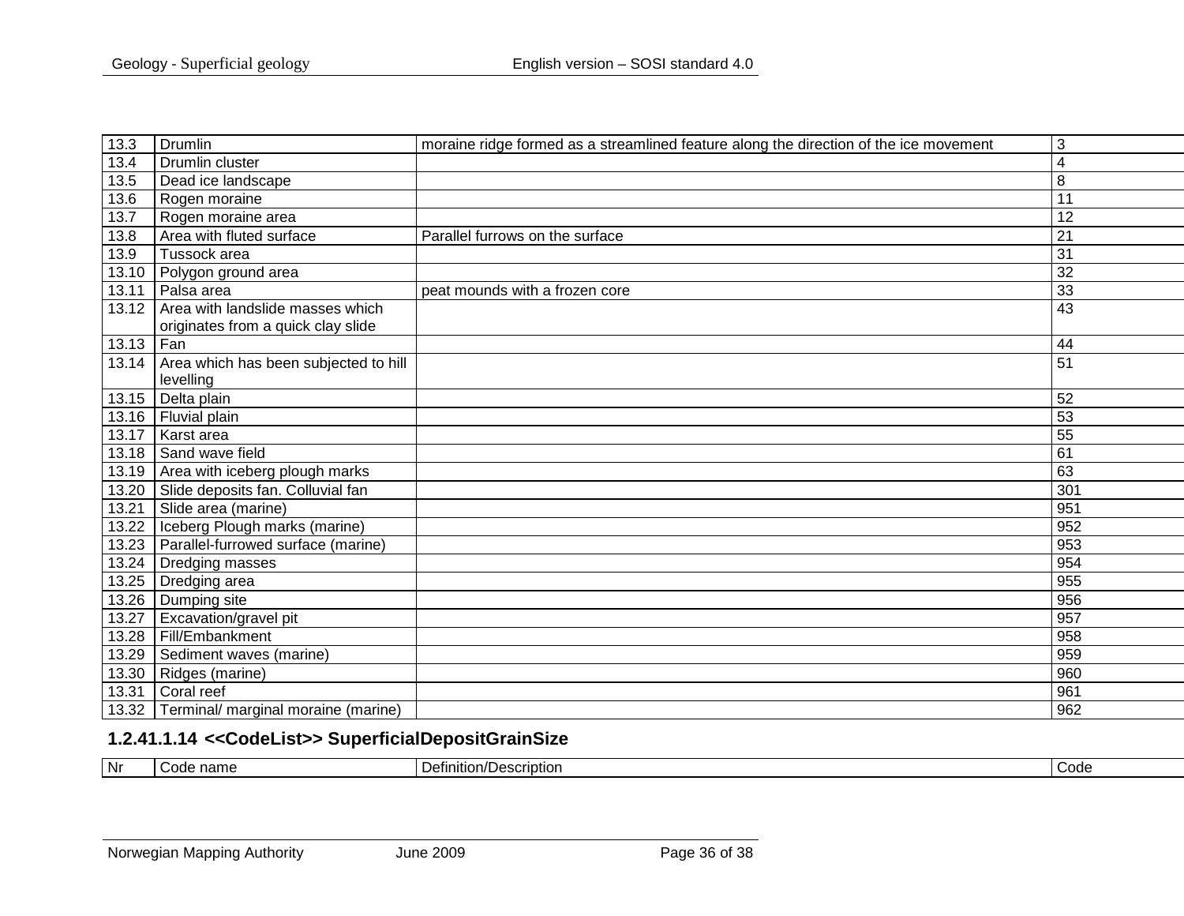| 13.3 | Drumlin | moraine ridge formed as a streamlined feature along the direction of the ice movement | 3 |
|---|---|---|---|
| 13.4 | Drumlin cluster | | 4 |
| 13.5 | Dead ice landscape | | 8 |
| 13.6 | Rogen moraine | | 11 |
| 13.7 | Rogen moraine area | | 12 |
| 13.8 | Area with fluted surface | Parallel furrows on the surface | 21 |
| 13.9 | Tussock area | | 31 |
| 13.10 | Polygon ground area | | 32 |
| 13.11 | Palsa area | peat mounds with a frozen core | 33 |
| 13.12 | Area with landslide masses which originates from a quick clay slide | | 43 |
| 13.13 | Fan | | 44 |
| 13.14 | Area which has been subjected to hill levelling | | 51 |
| 13.15 | Delta plain | | 52 |
| 13.16 | Fluvial plain | | 53 |
| 13.17 | Karst area | | 55 |
| 13.18 | Sand wave field | | 61 |
| 13.19 | Area with iceberg plough marks | | 63 |
| 13.20 | Slide deposits fan. Colluvial fan | | 301 |
| 13.21 | Slide area (marine) | | 951 |
| 13.22 | Iceberg Plough marks (marine) | | 952 |
| 13.23 | Parallel-furrowed surface (marine) | | 953 |
| 13.24 | Dredging masses | | 954 |
| 13.25 | Dredging area | | 955 |
| 13.26 | Dumping site | | 956 |
| 13.27 | Excavation/gravel pit | | 957 |
| 13.28 | Fill/Embankment | | 958 |
| 13.29 | Sediment waves (marine) | | 959 |
| 13.30 | Ridges (marine) | | 960 |
| 13.31 | Coral reef | | 961 |
| 13.32 | Terminal/ marginal moraine (marine) | | 962 |

#### 1.2.41.1.14 <<CodeList>> SuperficialDepositGrainSize

| Nr | Code name | Definition/Description | Code |
|---|---|---|---|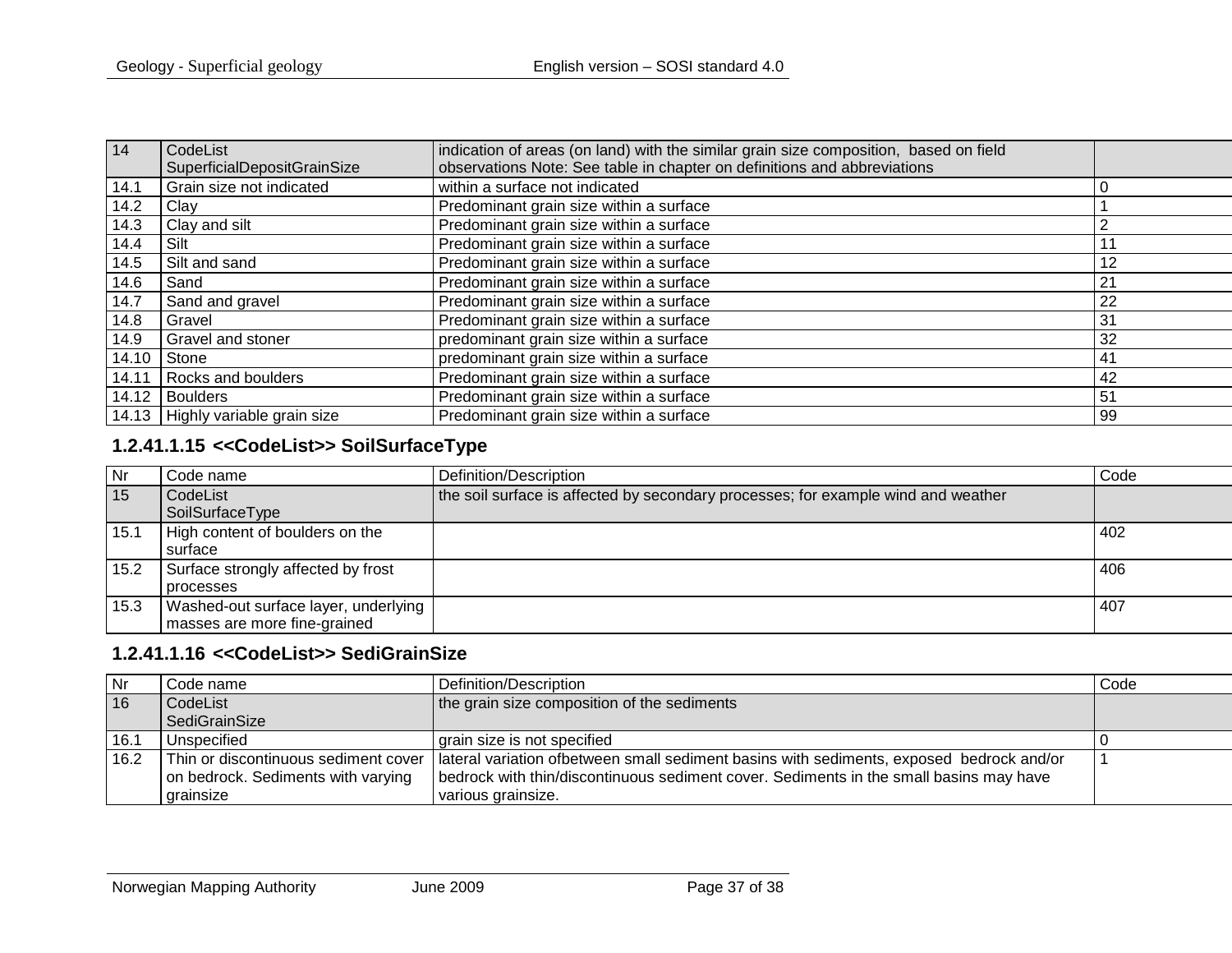| 14 | CodeList SuperficialDepositGrainSize | indication of areas (on land) with the similar grain size composition, based on field observations Note: See table in chapter on definitions and abbreviations | |
|---|---|---|---|
| 14.1 | Grain size not indicated | within a surface not indicated | 0 |
| 14.2 | Clay | Predominant grain size within a surface | 1 |
| 14.3 | Clay and silt | Predominant grain size within a surface | 2 |
| 14.4 | Silt | Predominant grain size within a surface | 11 |
| 14.5 | Silt and sand | Predominant grain size within a surface | 12 |
| 14.6 | Sand | Predominant grain size within a surface | 21 |
| 14.7 | Sand and gravel | Predominant grain size within a surface | 22 |
| 14.8 | Gravel | Predominant grain size within a surface | 31 |
| 14.9 | Gravel and stoner | predominant grain size within a surface | 32 |
| 14.10 | Stone | predominant grain size within a surface | 41 |
| 14.11 | Rocks and boulders | Predominant grain size within a surface | 42 |
| 14.12 | Boulders | Predominant grain size within a surface | 51 |
| 14.13 | Highly variable grain size | Predominant grain size within a surface | 99 |

### 1.2.41.1.15 <<CodeList>> SoilSurfaceType

| Nr | Code name | Definition/Description | Code |
|---|---|---|---|
| 15 | CodeList SoilSurfaceType | the soil surface is affected by secondary processes; for example wind and weather | |
| 15.1 | High content of boulders on the surface | | 402 |
| 15.2 | Surface strongly affected by frost processes | | 406 |
| 15.3 | Washed-out surface layer, underlying masses are more fine-grained | | 407 |

### 1.2.41.1.16 <<CodeList>> SediGrainSize

| Nr | Code name | Definition/Description | Code |
|---|---|---|---|
| 16 | CodeList SediGrainSize | the grain size composition of the sediments | |
| 16.1 | Unspecified | grain size is not specified | 0 |
| 16.2 | Thin or discontinuous sediment cover on bedrock. Sediments with varying grainsize | lateral variation ofbetween small sediment basins with sediments, exposed bedrock and/or bedrock with thin/discontinuous sediment cover. Sediments in the small basins may have various grainsize. | 1 |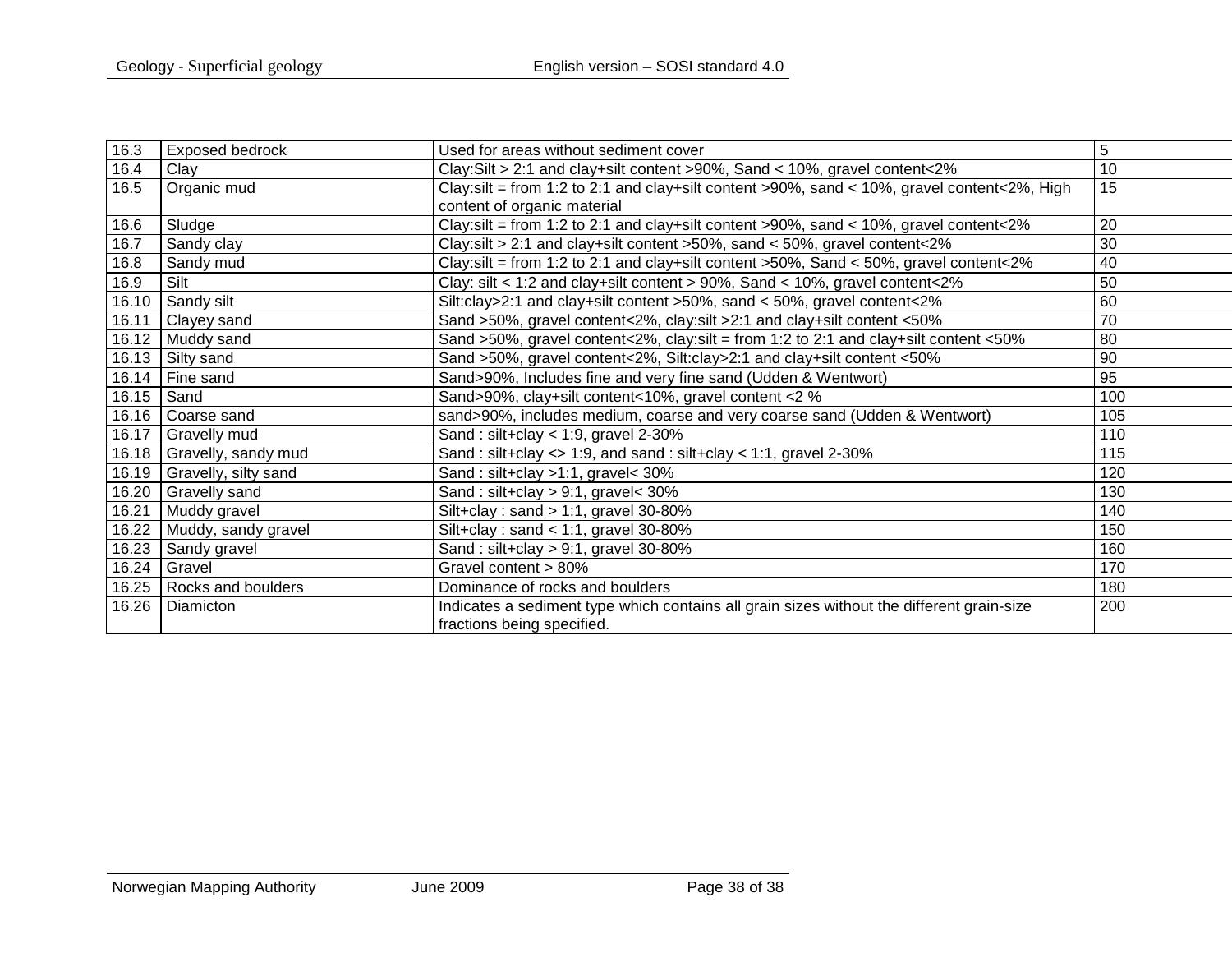| | | | |
|---|---|---|---|
| 16.3 | Exposed bedrock | Used for areas without sediment cover | 5 |
| 16.4 | Clay | Clay:Silt > 2:1 and clay+silt content >90%, Sand < 10%, gravel content<2% | 10 |
| 16.5 | Organic mud | Clay:silt = from 1:2 to 2:1 and clay+silt content >90%, sand < 10%, gravel content<2%, High content of organic material | 15 |
| 16.6 | Sludge | Clay:silt = from 1:2 to 2:1 and clay+silt content >90%, sand < 10%, gravel content<2% | 20 |
| 16.7 | Sandy clay | Clay:silt > 2:1 and clay+silt content >50%, sand < 50%, gravel content<2% | 30 |
| 16.8 | Sandy mud | Clay:silt = from 1:2 to 2:1 and clay+silt content >50%, Sand < 50%, gravel content<2% | 40 |
| 16.9 | Silt | Clay: silt < 1:2 and clay+silt content > 90%, Sand < 10%, gravel content<2% | 50 |
| 16.10 | Sandy silt | Silt:clay>2:1 and clay+silt content >50%, sand < 50%, gravel content<2% | 60 |
| 16.11 | Clayey sand | Sand >50%, gravel content<2%, clay:silt >2:1 and clay+silt content <50% | 70 |
| 16.12 | Muddy sand | Sand >50%, gravel content<2%, clay:silt = from 1:2 to 2:1 and clay+silt content <50% | 80 |
| 16.13 | Silty sand | Sand >50%, gravel content<2%, Silt:clay>2:1 and clay+silt content <50% | 90 |
| 16.14 | Fine sand | Sand>90%, Includes fine and very fine sand (Udden & Wentwort) | 95 |
| 16.15 | Sand | Sand>90%, clay+silt content<10%, gravel content <2 % | 100 |
| 16.16 | Coarse sand | sand>90%, includes medium, coarse and very coarse sand (Udden & Wentwort) | 105 |
| 16.17 | Gravelly mud | Sand : silt+clay < 1:9, gravel 2-30% | 110 |
| 16.18 | Gravelly, sandy mud | Sand : silt+clay <> 1:9, and sand : silt+clay < 1:1, gravel 2-30% | 115 |
| 16.19 | Gravelly, silty sand | Sand : silt+clay >1:1, gravel< 30% | 120 |
| 16.20 | Gravelly sand | Sand : silt+clay > 9:1, gravel< 30% | 130 |
| 16.21 | Muddy gravel | Silt+clay : sand > 1:1, gravel 30-80% | 140 |
| 16.22 | Muddy, sandy gravel | Silt+clay : sand < 1:1, gravel 30-80% | 150 |
| 16.23 | Sandy gravel | Sand : silt+clay > 9:1, gravel 30-80% | 160 |
| 16.24 | Gravel | Gravel content > 80% | 170 |
| 16.25 | Rocks and boulders | Dominance of rocks and boulders | 180 |
| 16.26 | Diamicton | Indicates a sediment type which contains all grain sizes without the different grain-size fractions being specified. | 200 |